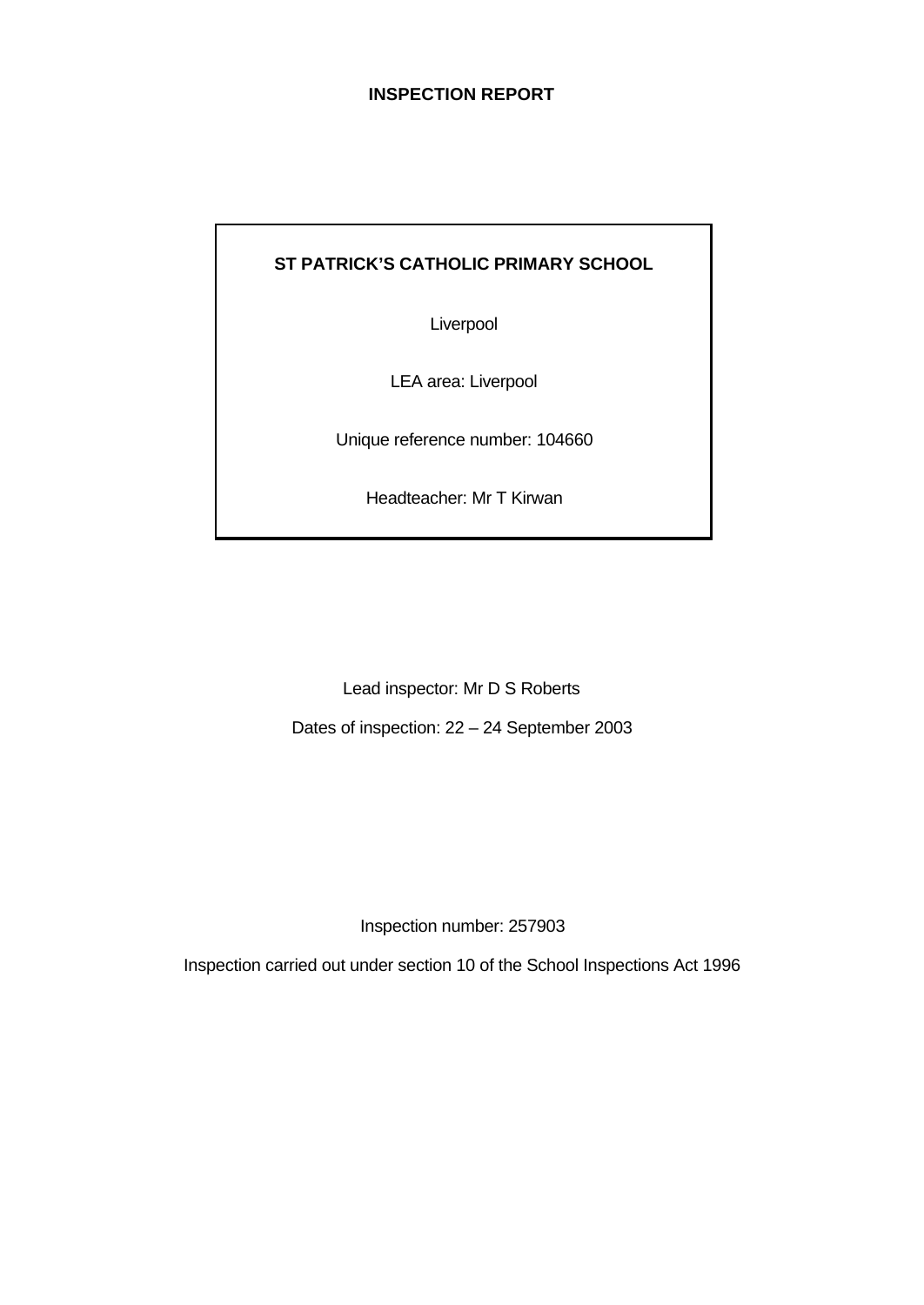# INSPECTION REPORT

**ST PATRICK'S CATHOLIC PRIMARY SCHOOL**

Liverpool

LEA area: Liverpool

Unique reference number: 104660

Headteacher: Mr T Kirwan

Lead inspector: Mr D S Roberts

Dates of inspection: 22 – 24 September 2003

Inspection number: 257903

Inspection carried out under section 10 of the School Inspections Act 1996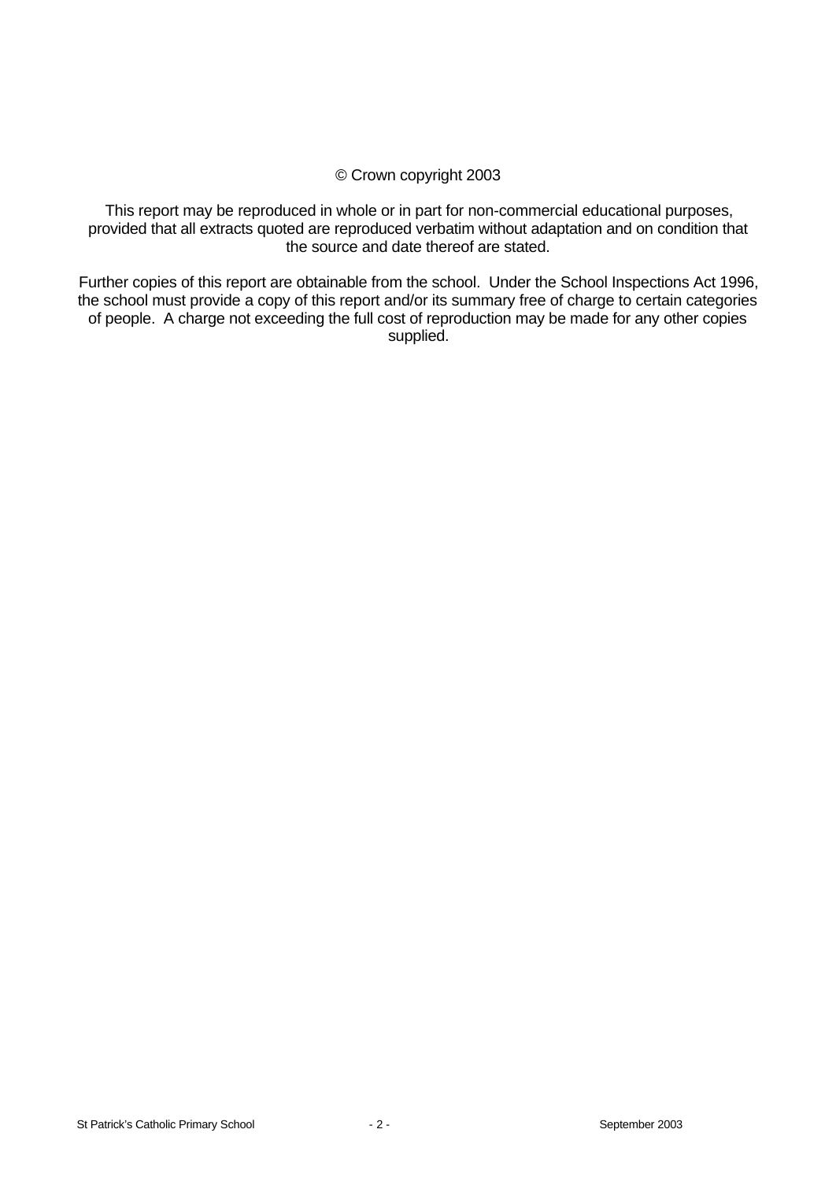© Crown copyright 2003

This report may be reproduced in whole or in part for non-commercial educational purposes, provided that all extracts quoted are reproduced verbatim without adaptation and on condition that the source and date thereof are stated.

Further copies of this report are obtainable from the school. Under the School Inspections Act 1996, the school must provide a copy of this report and/or its summary free of charge to certain categories of people. A charge not exceeding the full cost of reproduction may be made for any other copies supplied.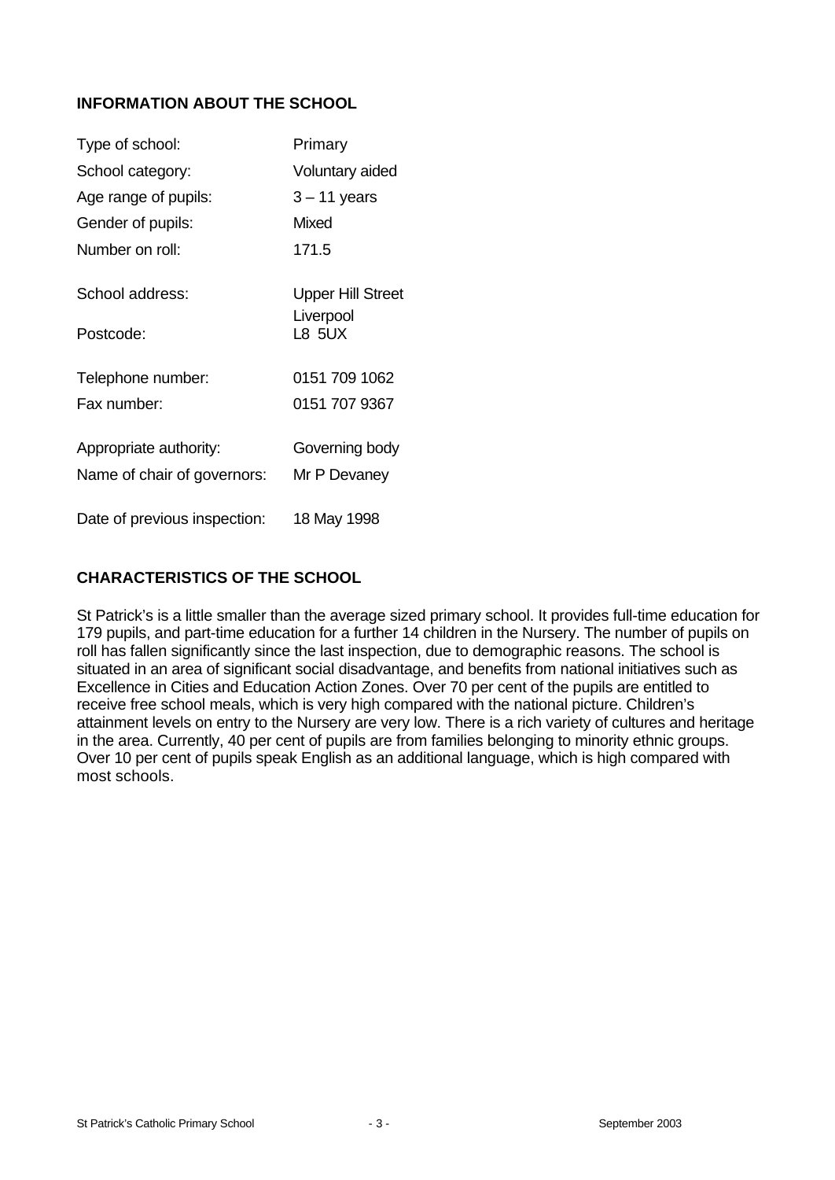## INFORMATION ABOUT THE SCHOOL

| | |
|---|---|
| Type of school: | Primary |
| School category: | Voluntary aided |
| Age range of pupils: | 3 – 11 years |
| Gender of pupils: | Mixed |
| Number on roll: | 171.5 |
| School address: | Upper Hill Street Liverpool |
| Postcode: | L8 5UX |
| Telephone number: | 0151 709 1062 |
| Fax number: | 0151 707 9367 |
| Appropriate authority: | Governing body |
| Name of chair of governors: | Mr P Devaney |
| Date of previous inspection: | 18 May 1998 |

## CHARACTERISTICS OF THE SCHOOL

St Patrick's is a little smaller than the average sized primary school. It provides full-time education for 179 pupils, and part-time education for a further 14 children in the Nursery. The number of pupils on roll has fallen significantly since the last inspection, due to demographic reasons. The school is situated in an area of significant social disadvantage, and benefits from national initiatives such as Excellence in Cities and Education Action Zones. Over 70 per cent of the pupils are entitled to receive free school meals, which is very high compared with the national picture. Children's attainment levels on entry to the Nursery are very low. There is a rich variety of cultures and heritage in the area. Currently, 40 per cent of pupils are from families belonging to minority ethnic groups. Over 10 per cent of pupils speak English as an additional language, which is high compared with most schools.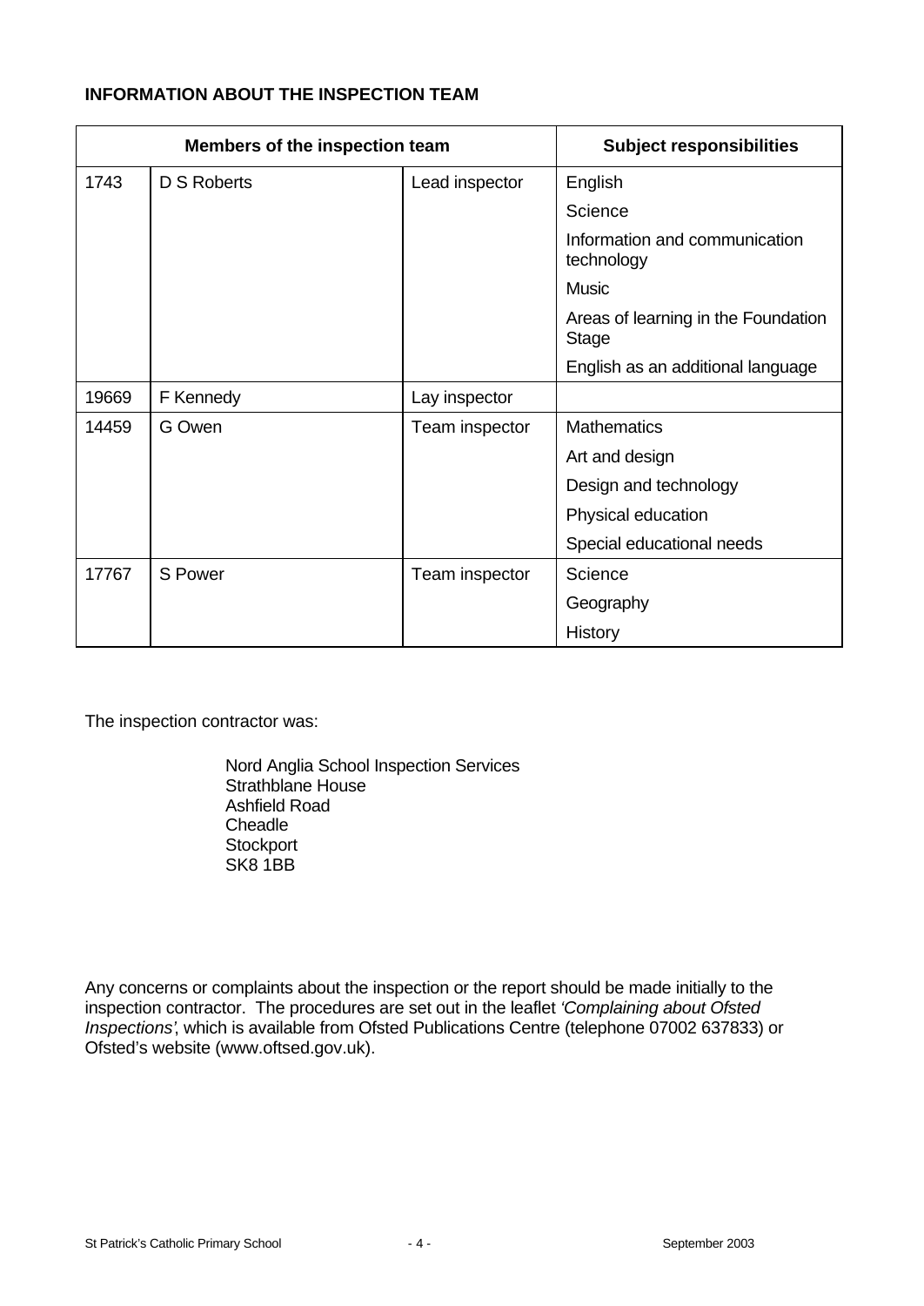**INFORMATION ABOUT THE INSPECTION TEAM**

| Members of the inspection team | | | Subject responsibilities |
|---|---|---|---|
| 1743 | D S Roberts | Lead inspector | English |
| | | | Science |
| | | | Information and communication technology |
| | | | Music |
| | | | Areas of learning in the Foundation Stage |
| | | | English as an additional language |
| 19669 | F Kennedy | Lay inspector | |
| 14459 | G Owen | Team inspector | Mathematics |
| | | | Art and design |
| | | | Design and technology |
| | | | Physical education |
| | | | Special educational needs |
| 17767 | S Power | Team inspector | Science |
| | | | Geography |
| | | | History |

The inspection contractor was:

Nord Anglia School Inspection Services
Strathblane House
Ashfield Road
Cheadle
Stockport
SK8 1BB

Any concerns or complaints about the inspection or the report should be made initially to the inspection contractor. The procedures are set out in the leaflet *'Complaining about Ofsted Inspections'*, which is available from Ofsted Publications Centre (telephone 07002 637833) or Ofsted's website (www.oftsed.gov.uk).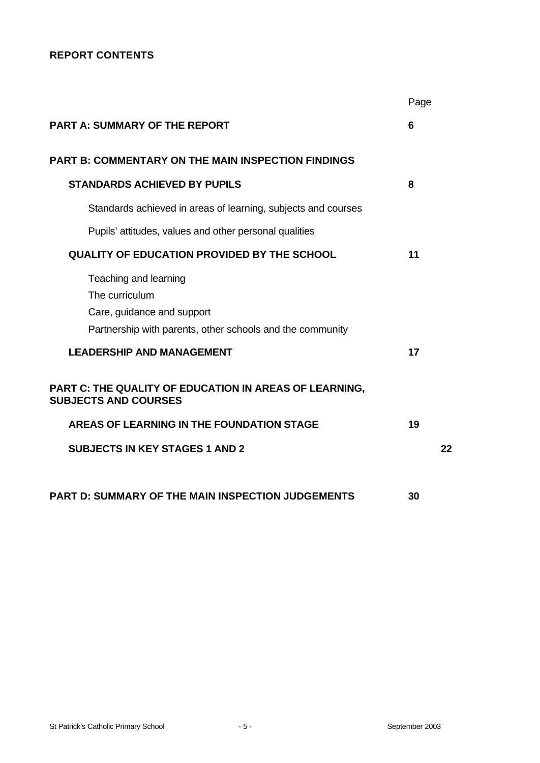**REPORT CONTENTS**

| | Page |
|---|---|
| **PART A: SUMMARY OF THE REPORT** | **6** |
| **PART B: COMMENTARY ON THE MAIN INSPECTION FINDINGS** | |
| **STANDARDS ACHIEVED BY PUPILS** | **8** |
| Standards achieved in areas of learning, subjects and courses | |
| Pupils' attitudes, values and other personal qualities | |
| **QUALITY OF EDUCATION PROVIDED BY THE SCHOOL** | **11** |
| Teaching and learning | |
| The curriculum | |
| Care, guidance and support | |
| Partnership with parents, other schools and the community | |
| **LEADERSHIP AND MANAGEMENT** | **17** |
| **PART C: THE QUALITY OF EDUCATION IN AREAS OF LEARNING, SUBJECTS AND COURSES** | |
| **AREAS OF LEARNING IN THE FOUNDATION STAGE** | **19** |
| **SUBJECTS IN KEY STAGES 1 AND 2** | **22** |
| **PART D: SUMMARY OF THE MAIN INSPECTION JUDGEMENTS** | **30** |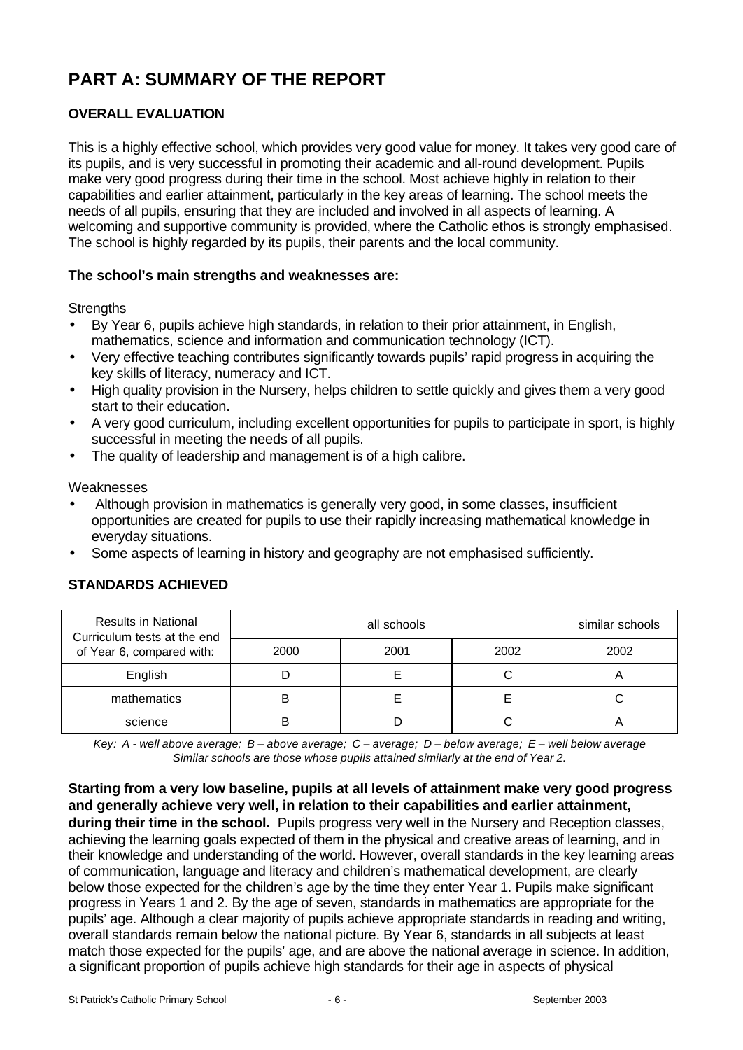# PART A: SUMMARY OF THE REPORT

## OVERALL EVALUATION

This is a highly effective school, which provides very good value for money. It takes very good care of its pupils, and is very successful in promoting their academic and all-round development. Pupils make very good progress during their time in the school. Most achieve highly in relation to their capabilities and earlier attainment, particularly in the key areas of learning. The school meets the needs of all pupils, ensuring that they are included and involved in all aspects of learning. A welcoming and supportive community is provided, where the Catholic ethos is strongly emphasised. The school is highly regarded by its pupils, their parents and the local community.

**The school's main strengths and weaknesses are:**

Strengths

- By Year 6, pupils achieve high standards, in relation to their prior attainment, in English, mathematics, science and information and communication technology (ICT).
- Very effective teaching contributes significantly towards pupils' rapid progress in acquiring the key skills of literacy, numeracy and ICT.
- High quality provision in the Nursery, helps children to settle quickly and gives them a very good start to their education.
- A very good curriculum, including excellent opportunities for pupils to participate in sport, is highly successful in meeting the needs of all pupils.
- The quality of leadership and management is of a high calibre.

Weaknesses

- Although provision in mathematics is generally very good, in some classes, insufficient opportunities are created for pupils to use their rapidly increasing mathematical knowledge in everyday situations.
- Some aspects of learning in history and geography are not emphasised sufficiently.

## STANDARDS ACHIEVED

| Results in National Curriculum tests at the end of Year 6, compared with: | all schools | | | similar schools |
|---|---|---|---|---|
| | 2000 | 2001 | 2002 | 2002 |
| English | D | E | C | A |
| mathematics | B | E | E | C |
| science | B | D | C | A |

*Key: A - well above average; B – above average; C – average; D – below average; E – well below average*
*Similar schools are those whose pupils attained similarly at the end of Year 2.*

**Starting from a very low baseline, pupils at all levels of attainment make very good progress and generally achieve very well, in relation to their capabilities and earlier attainment, during their time in the school.** Pupils progress very well in the Nursery and Reception classes, achieving the learning goals expected of them in the physical and creative areas of learning, and in their knowledge and understanding of the world. However, overall standards in the key learning areas of communication, language and literacy and children's mathematical development, are clearly below those expected for the children's age by the time they enter Year 1. Pupils make significant progress in Years 1 and 2. By the age of seven, standards in mathematics are appropriate for the pupils' age. Although a clear majority of pupils achieve appropriate standards in reading and writing, overall standards remain below the national picture. By Year 6, standards in all subjects at least match those expected for the pupils' age, and are above the national average in science. In addition, a significant proportion of pupils achieve high standards for their age in aspects of physical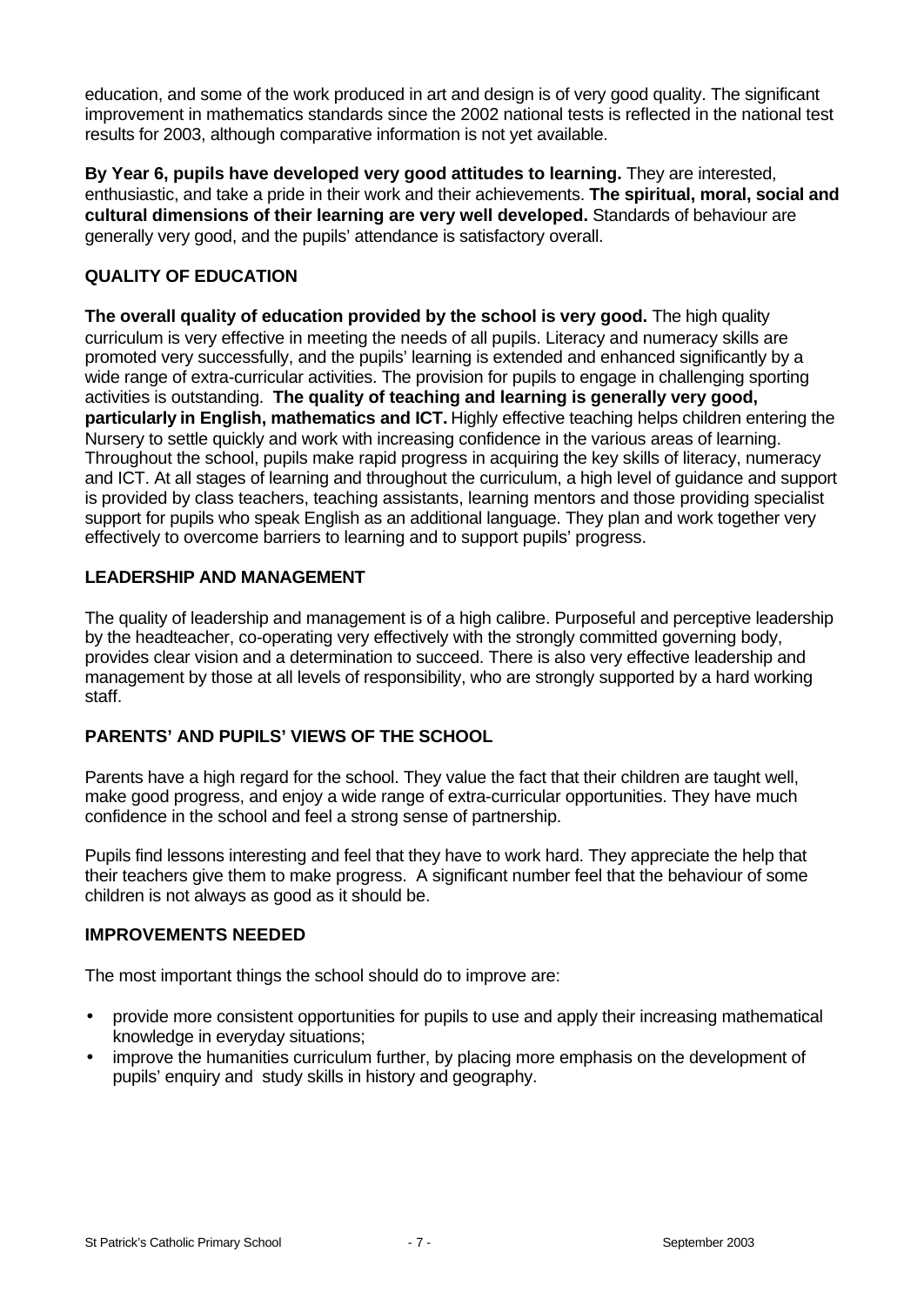education, and some of the work produced in art and design is of very good quality. The significant improvement in mathematics standards since the 2002 national tests is reflected in the national test results for 2003, although comparative information is not yet available.

**By Year 6, pupils have developed very good attitudes to learning.** They are interested, enthusiastic, and take a pride in their work and their achievements. **The spiritual, moral, social and cultural dimensions of their learning are very well developed.** Standards of behaviour are generally very good, and the pupils' attendance is satisfactory overall.

## QUALITY OF EDUCATION

**The overall quality of education provided by the school is very good.** The high quality curriculum is very effective in meeting the needs of all pupils. Literacy and numeracy skills are promoted very successfully, and the pupils' learning is extended and enhanced significantly by a wide range of extra-curricular activities. The provision for pupils to engage in challenging sporting activities is outstanding. **The quality of teaching and learning is generally very good, particularly in English, mathematics and ICT.** Highly effective teaching helps children entering the Nursery to settle quickly and work with increasing confidence in the various areas of learning. Throughout the school, pupils make rapid progress in acquiring the key skills of literacy, numeracy and ICT. At all stages of learning and throughout the curriculum, a high level of guidance and support is provided by class teachers, teaching assistants, learning mentors and those providing specialist support for pupils who speak English as an additional language. They plan and work together very effectively to overcome barriers to learning and to support pupils' progress.

## LEADERSHIP AND MANAGEMENT

The quality of leadership and management is of a high calibre. Purposeful and perceptive leadership by the headteacher, co-operating very effectively with the strongly committed governing body, provides clear vision and a determination to succeed. There is also very effective leadership and management by those at all levels of responsibility, who are strongly supported by a hard working staff.

## PARENTS' AND PUPILS' VIEWS OF THE SCHOOL

Parents have a high regard for the school. They value the fact that their children are taught well, make good progress, and enjoy a wide range of extra-curricular opportunities. They have much confidence in the school and feel a strong sense of partnership.

Pupils find lessons interesting and feel that they have to work hard. They appreciate the help that their teachers give them to make progress. A significant number feel that the behaviour of some children is not always as good as it should be.

## IMPROVEMENTS NEEDED

The most important things the school should do to improve are:

- provide more consistent opportunities for pupils to use and apply their increasing mathematical knowledge in everyday situations;
- improve the humanities curriculum further, by placing more emphasis on the development of pupils' enquiry and study skills in history and geography.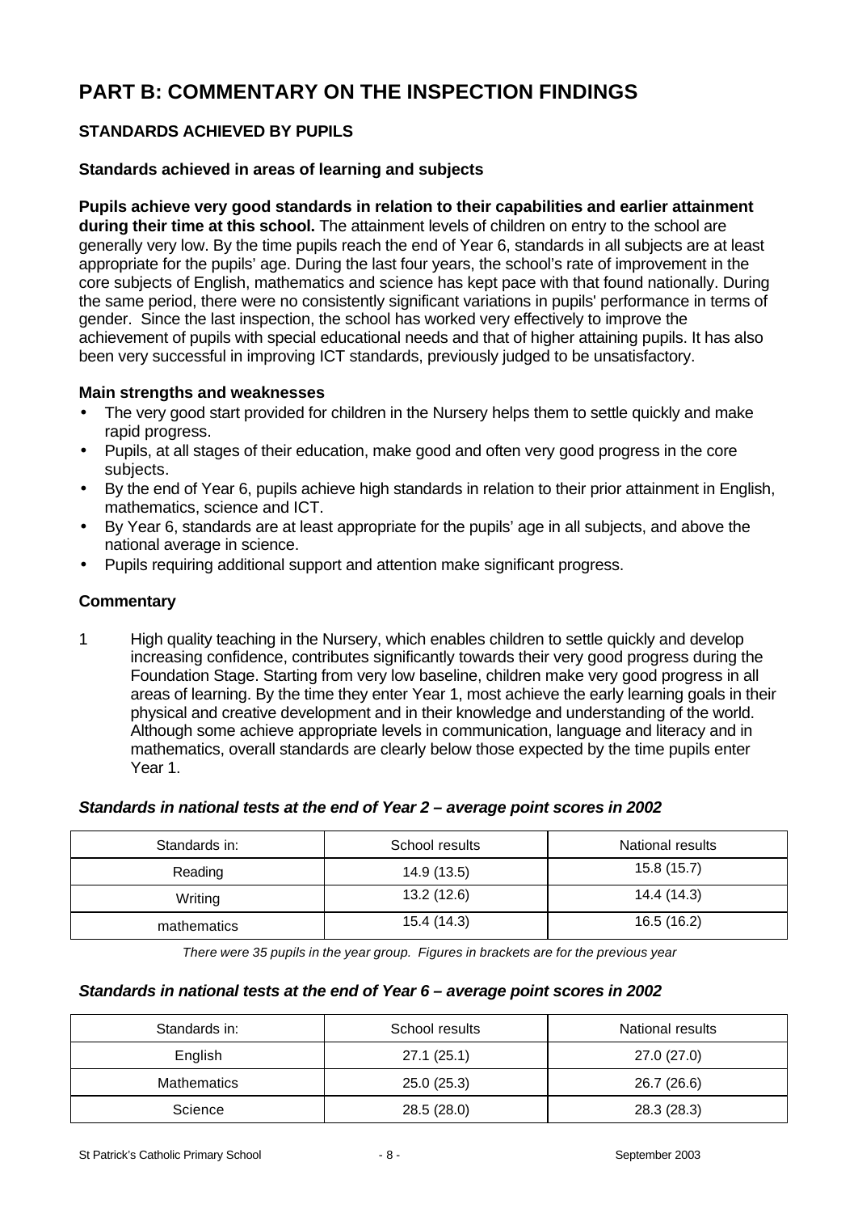# PART B: COMMENTARY ON THE INSPECTION FINDINGS

## STANDARDS ACHIEVED BY PUPILS

### Standards achieved in areas of learning and subjects

**Pupils achieve very good standards in relation to their capabilities and earlier attainment during their time at this school.** The attainment levels of children on entry to the school are generally very low. By the time pupils reach the end of Year 6, standards in all subjects are at least appropriate for the pupils' age. During the last four years, the school's rate of improvement in the core subjects of English, mathematics and science has kept pace with that found nationally. During the same period, there were no consistently significant variations in pupils' performance in terms of gender. Since the last inspection, the school has worked very effectively to improve the achievement of pupils with special educational needs and that of higher attaining pupils. It has also been very successful in improving ICT standards, previously judged to be unsatisfactory.

### Main strengths and weaknesses

- The very good start provided for children in the Nursery helps them to settle quickly and make rapid progress.
- Pupils, at all stages of their education, make good and often very good progress in the core subjects.
- By the end of Year 6, pupils achieve high standards in relation to their prior attainment in English, mathematics, science and ICT.
- By Year 6, standards are at least appropriate for the pupils' age in all subjects, and above the national average in science.
- Pupils requiring additional support and attention make significant progress.

### Commentary

1 High quality teaching in the Nursery, which enables children to settle quickly and develop increasing confidence, contributes significantly towards their very good progress during the Foundation Stage. Starting from very low baseline, children make very good progress in all areas of learning. By the time they enter Year 1, most achieve the early learning goals in their physical and creative development and in their knowledge and understanding of the world. Although some achieve appropriate levels in communication, language and literacy and in mathematics, overall standards are clearly below those expected by the time pupils enter Year 1.

***Standards in national tests at the end of Year 2 – average point scores in 2002***

| Standards in: | School results | National results |
|---|---|---|
| Reading | 14.9 (13.5) | 15.8 (15.7) |
| Writing | 13.2 (12.6) | 14.4 (14.3) |
| mathematics | 15.4 (14.3) | 16.5 (16.2) |

*There were 35 pupils in the year group. Figures in brackets are for the previous year*

***Standards in national tests at the end of Year 6 – average point scores in 2002***

| Standards in: | School results | National results |
|---|---|---|
| English | 27.1 (25.1) | 27.0 (27.0) |
| Mathematics | 25.0 (25.3) | 26.7 (26.6) |
| Science | 28.5 (28.0) | 28.3 (28.3) |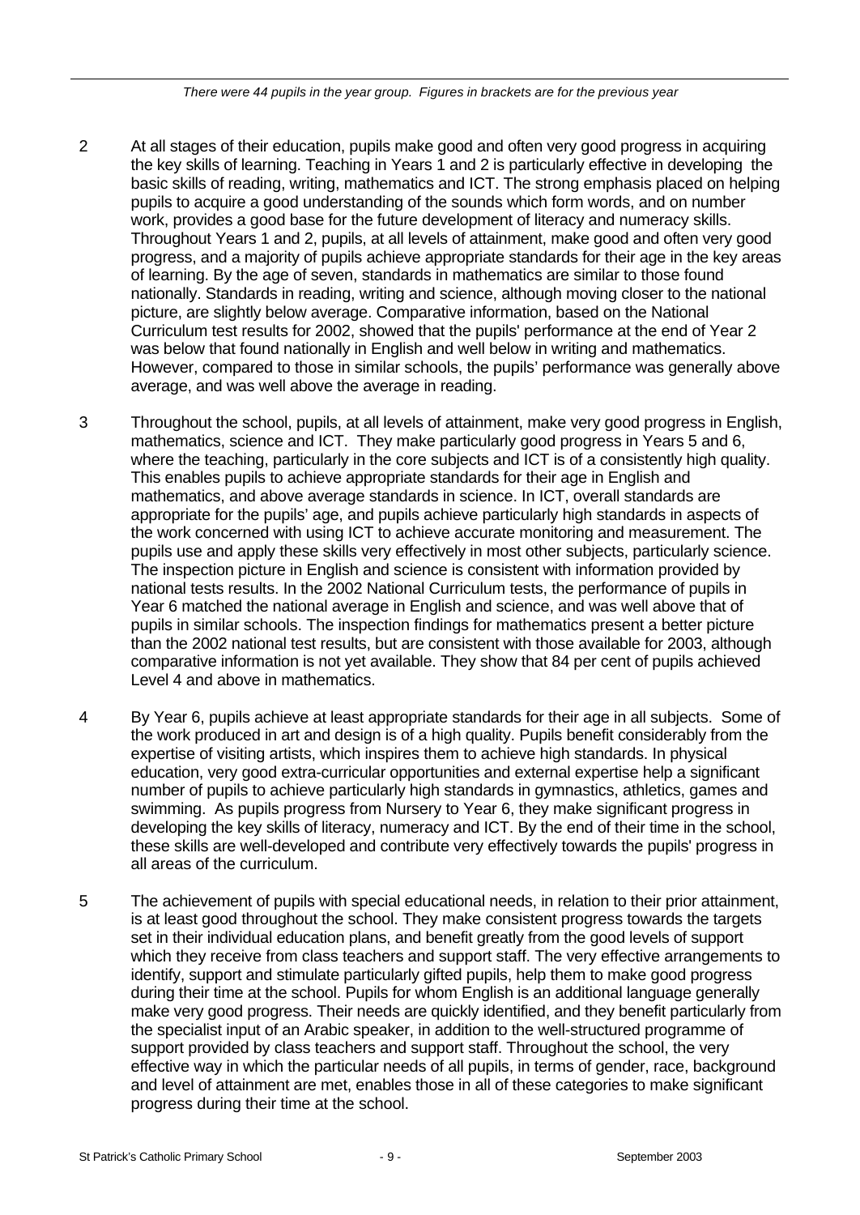*There were 44 pupils in the year group. Figures in brackets are for the previous year*

2 At all stages of their education, pupils make good and often very good progress in acquiring the key skills of learning. Teaching in Years 1 and 2 is particularly effective in developing the basic skills of reading, writing, mathematics and ICT. The strong emphasis placed on helping pupils to acquire a good understanding of the sounds which form words, and on number work, provides a good base for the future development of literacy and numeracy skills. Throughout Years 1 and 2, pupils, at all levels of attainment, make good and often very good progress, and a majority of pupils achieve appropriate standards for their age in the key areas of learning. By the age of seven, standards in mathematics are similar to those found nationally. Standards in reading, writing and science, although moving closer to the national picture, are slightly below average. Comparative information, based on the National Curriculum test results for 2002, showed that the pupils' performance at the end of Year 2 was below that found nationally in English and well below in writing and mathematics. However, compared to those in similar schools, the pupils' performance was generally above average, and was well above the average in reading.

3 Throughout the school, pupils, at all levels of attainment, make very good progress in English, mathematics, science and ICT. They make particularly good progress in Years 5 and 6, where the teaching, particularly in the core subjects and ICT is of a consistently high quality. This enables pupils to achieve appropriate standards for their age in English and mathematics, and above average standards in science. In ICT, overall standards are appropriate for the pupils' age, and pupils achieve particularly high standards in aspects of the work concerned with using ICT to achieve accurate monitoring and measurement. The pupils use and apply these skills very effectively in most other subjects, particularly science. The inspection picture in English and science is consistent with information provided by national tests results. In the 2002 National Curriculum tests, the performance of pupils in Year 6 matched the national average in English and science, and was well above that of pupils in similar schools. The inspection findings for mathematics present a better picture than the 2002 national test results, but are consistent with those available for 2003, although comparative information is not yet available. They show that 84 per cent of pupils achieved Level 4 and above in mathematics.

4 By Year 6, pupils achieve at least appropriate standards for their age in all subjects. Some of the work produced in art and design is of a high quality. Pupils benefit considerably from the expertise of visiting artists, which inspires them to achieve high standards. In physical education, very good extra-curricular opportunities and external expertise help a significant number of pupils to achieve particularly high standards in gymnastics, athletics, games and swimming. As pupils progress from Nursery to Year 6, they make significant progress in developing the key skills of literacy, numeracy and ICT. By the end of their time in the school, these skills are well-developed and contribute very effectively towards the pupils' progress in all areas of the curriculum.

5 The achievement of pupils with special educational needs, in relation to their prior attainment, is at least good throughout the school. They make consistent progress towards the targets set in their individual education plans, and benefit greatly from the good levels of support which they receive from class teachers and support staff. The very effective arrangements to identify, support and stimulate particularly gifted pupils, help them to make good progress during their time at the school. Pupils for whom English is an additional language generally make very good progress. Their needs are quickly identified, and they benefit particularly from the specialist input of an Arabic speaker, in addition to the well-structured programme of support provided by class teachers and support staff. Throughout the school, the very effective way in which the particular needs of all pupils, in terms of gender, race, background and level of attainment are met, enables those in all of these categories to make significant progress during their time at the school.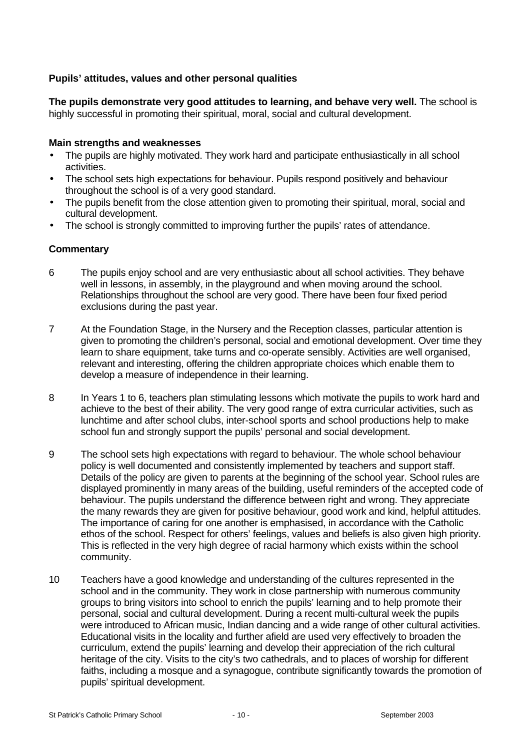### Pupils' attitudes, values and other personal qualities

**The pupils demonstrate very good attitudes to learning, and behave very well.** The school is highly successful in promoting their spiritual, moral, social and cultural development.

#### Main strengths and weaknesses

- The pupils are highly motivated. They work hard and participate enthusiastically in all school activities.
- The school sets high expectations for behaviour. Pupils respond positively and behaviour throughout the school is of a very good standard.
- The pupils benefit from the close attention given to promoting their spiritual, moral, social and cultural development.
- The school is strongly committed to improving further the pupils' rates of attendance.

#### Commentary

6 The pupils enjoy school and are very enthusiastic about all school activities. They behave well in lessons, in assembly, in the playground and when moving around the school. Relationships throughout the school are very good. There have been four fixed period exclusions during the past year.

7 At the Foundation Stage, in the Nursery and the Reception classes, particular attention is given to promoting the children's personal, social and emotional development. Over time they learn to share equipment, take turns and co-operate sensibly. Activities are well organised, relevant and interesting, offering the children appropriate choices which enable them to develop a measure of independence in their learning.

8 In Years 1 to 6, teachers plan stimulating lessons which motivate the pupils to work hard and achieve to the best of their ability. The very good range of extra curricular activities, such as lunchtime and after school clubs, inter-school sports and school productions help to make school fun and strongly support the pupils' personal and social development.

9 The school sets high expectations with regard to behaviour. The whole school behaviour policy is well documented and consistently implemented by teachers and support staff. Details of the policy are given to parents at the beginning of the school year. School rules are displayed prominently in many areas of the building, useful reminders of the accepted code of behaviour. The pupils understand the difference between right and wrong. They appreciate the many rewards they are given for positive behaviour, good work and kind, helpful attitudes. The importance of caring for one another is emphasised, in accordance with the Catholic ethos of the school. Respect for others' feelings, values and beliefs is also given high priority. This is reflected in the very high degree of racial harmony which exists within the school community.

10 Teachers have a good knowledge and understanding of the cultures represented in the school and in the community. They work in close partnership with numerous community groups to bring visitors into school to enrich the pupils' learning and to help promote their personal, social and cultural development. During a recent multi-cultural week the pupils were introduced to African music, Indian dancing and a wide range of other cultural activities. Educational visits in the locality and further afield are used very effectively to broaden the curriculum, extend the pupils' learning and develop their appreciation of the rich cultural heritage of the city. Visits to the city's two cathedrals, and to places of worship for different faiths, including a mosque and a synagogue, contribute significantly towards the promotion of pupils' spiritual development.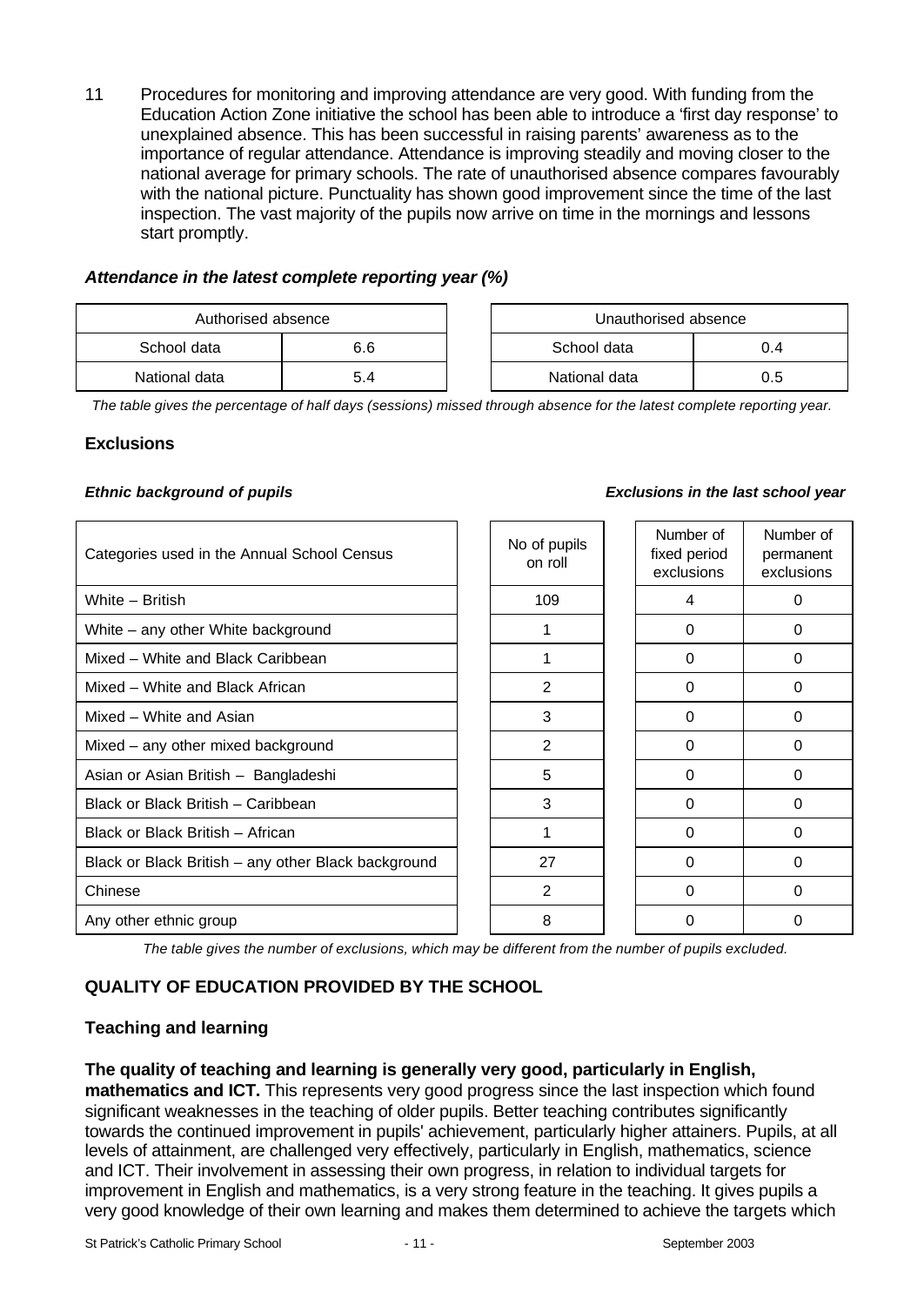11 Procedures for monitoring and improving attendance are very good. With funding from the Education Action Zone initiative the school has been able to introduce a 'first day response' to unexplained absence. This has been successful in raising parents' awareness as to the importance of regular attendance. Attendance is improving steadily and moving closer to the national average for primary schools. The rate of unauthorised absence compares favourably with the national picture. Punctuality has shown good improvement since the time of the last inspection. The vast majority of the pupils now arrive on time in the mornings and lessons start promptly.

### *Attendance in the latest complete reporting year (%)*

| Authorised absence | |
|---|---|
| School data | 6.6 |
| National data | 5.4 |

| Unauthorised absence | |
|---|---|
| School data | 0.4 |
| National data | 0.5 |

*The table gives the percentage of half days (sessions) missed through absence for the latest complete reporting year.*

### Exclusions

***Ethnic background of pupils*** ***Exclusions in the last school year***

| Categories used in the Annual School Census | No of pupils on roll | Number of fixed period exclusions | Number of permanent exclusions |
|---|---|---|---|
| White – British | 109 | 4 | 0 |
| White – any other White background | 1 | 0 | 0 |
| Mixed – White and Black Caribbean | 1 | 0 | 0 |
| Mixed – White and Black African | 2 | 0 | 0 |
| Mixed – White and Asian | 3 | 0 | 0 |
| Mixed – any other mixed background | 2 | 0 | 0 |
| Asian or Asian British – Bangladeshi | 5 | 0 | 0 |
| Black or Black British – Caribbean | 3 | 0 | 0 |
| Black or Black British – African | 1 | 0 | 0 |
| Black or Black British – any other Black background | 27 | 0 | 0 |
| Chinese | 2 | 0 | 0 |
| Any other ethnic group | 8 | 0 | 0 |

*The table gives the number of exclusions, which may be different from the number of pupils excluded.*

## QUALITY OF EDUCATION PROVIDED BY THE SCHOOL

### Teaching and learning

**The quality of teaching and learning is generally very good, particularly in English, mathematics and ICT.** This represents very good progress since the last inspection which found significant weaknesses in the teaching of older pupils. Better teaching contributes significantly towards the continued improvement in pupils' achievement, particularly higher attainers. Pupils, at all levels of attainment, are challenged very effectively, particularly in English, mathematics, science and ICT. Their involvement in assessing their own progress, in relation to individual targets for improvement in English and mathematics, is a very strong feature in the teaching. It gives pupils a very good knowledge of their own learning and makes them determined to achieve the targets which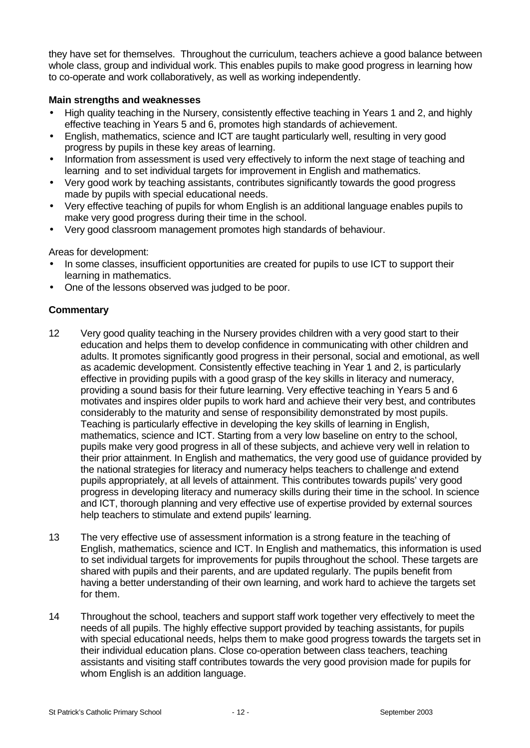they have set for themselves. Throughout the curriculum, teachers achieve a good balance between whole class, group and individual work. This enables pupils to make good progress in learning how to co-operate and work collaboratively, as well as working independently.

**Main strengths and weaknesses**

- High quality teaching in the Nursery, consistently effective teaching in Years 1 and 2, and highly effective teaching in Years 5 and 6, promotes high standards of achievement.
- English, mathematics, science and ICT are taught particularly well, resulting in very good progress by pupils in these key areas of learning.
- Information from assessment is used very effectively to inform the next stage of teaching and learning and to set individual targets for improvement in English and mathematics.
- Very good work by teaching assistants, contributes significantly towards the good progress made by pupils with special educational needs.
- Very effective teaching of pupils for whom English is an additional language enables pupils to make very good progress during their time in the school.
- Very good classroom management promotes high standards of behaviour.

Areas for development:

- In some classes, insufficient opportunities are created for pupils to use ICT to support their learning in mathematics.
- One of the lessons observed was judged to be poor.

**Commentary**

12 Very good quality teaching in the Nursery provides children with a very good start to their education and helps them to develop confidence in communicating with other children and adults. It promotes significantly good progress in their personal, social and emotional, as well as academic development. Consistently effective teaching in Year 1 and 2, is particularly effective in providing pupils with a good grasp of the key skills in literacy and numeracy, providing a sound basis for their future learning. Very effective teaching in Years 5 and 6 motivates and inspires older pupils to work hard and achieve their very best, and contributes considerably to the maturity and sense of responsibility demonstrated by most pupils. Teaching is particularly effective in developing the key skills of learning in English, mathematics, science and ICT. Starting from a very low baseline on entry to the school, pupils make very good progress in all of these subjects, and achieve very well in relation to their prior attainment. In English and mathematics, the very good use of guidance provided by the national strategies for literacy and numeracy helps teachers to challenge and extend pupils appropriately, at all levels of attainment. This contributes towards pupils' very good progress in developing literacy and numeracy skills during their time in the school. In science and ICT, thorough planning and very effective use of expertise provided by external sources help teachers to stimulate and extend pupils' learning.

13 The very effective use of assessment information is a strong feature in the teaching of English, mathematics, science and ICT. In English and mathematics, this information is used to set individual targets for improvements for pupils throughout the school. These targets are shared with pupils and their parents, and are updated regularly. The pupils benefit from having a better understanding of their own learning, and work hard to achieve the targets set for them.

14 Throughout the school, teachers and support staff work together very effectively to meet the needs of all pupils. The highly effective support provided by teaching assistants, for pupils with special educational needs, helps them to make good progress towards the targets set in their individual education plans. Close co-operation between class teachers, teaching assistants and visiting staff contributes towards the very good provision made for pupils for whom English is an addition language.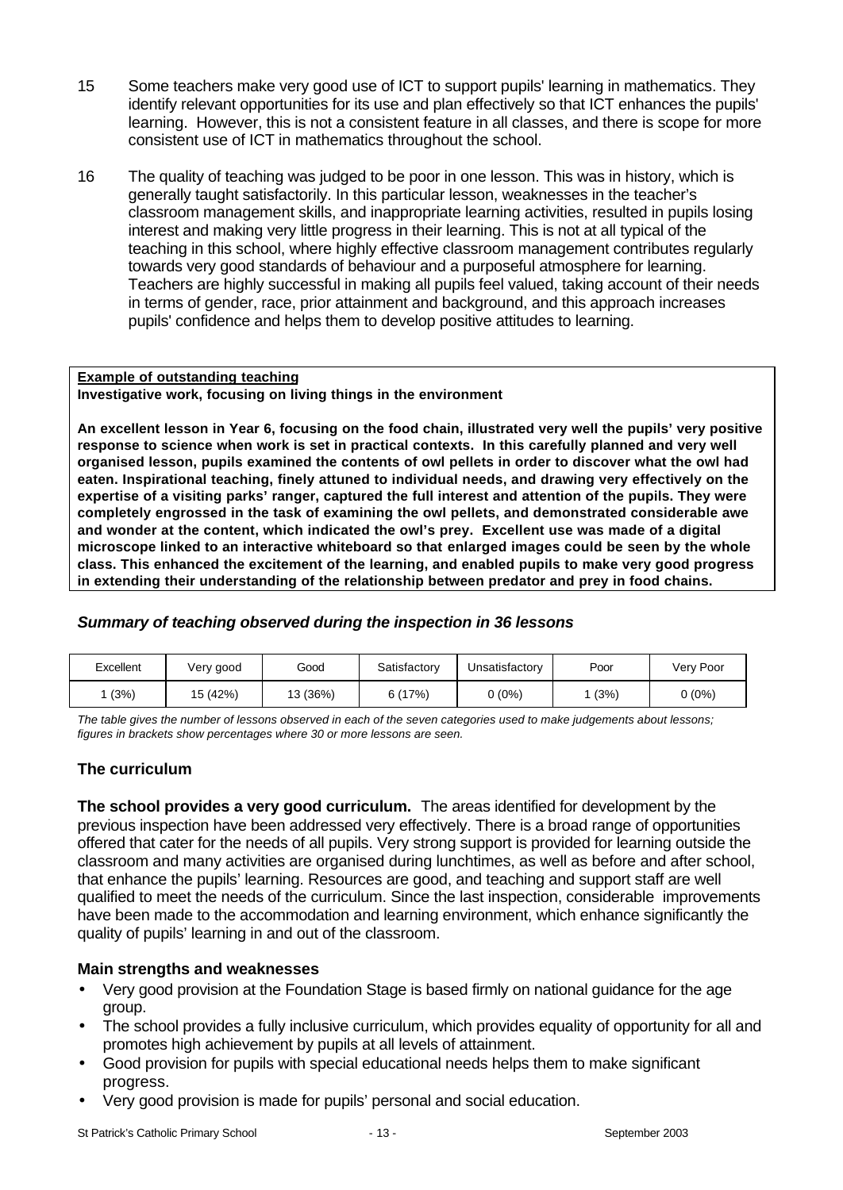15 Some teachers make very good use of ICT to support pupils' learning in mathematics. They identify relevant opportunities for its use and plan effectively so that ICT enhances the pupils' learning. However, this is not a consistent feature in all classes, and there is scope for more consistent use of ICT in mathematics throughout the school.

16 The quality of teaching was judged to be poor in one lesson. This was in history, which is generally taught satisfactorily. In this particular lesson, weaknesses in the teacher's classroom management skills, and inappropriate learning activities, resulted in pupils losing interest and making very little progress in their learning. This is not at all typical of the teaching in this school, where highly effective classroom management contributes regularly towards very good standards of behaviour and a purposeful atmosphere for learning. Teachers are highly successful in making all pupils feel valued, taking account of their needs in terms of gender, race, prior attainment and background, and this approach increases pupils' confidence and helps them to develop positive attitudes to learning.

**Example of outstanding teaching**
**Investigative work, focusing on living things in the environment**

**An excellent lesson in Year 6, focusing on the food chain, illustrated very well the pupils' very positive response to science when work is set in practical contexts. In this carefully planned and very well organised lesson, pupils examined the contents of owl pellets in order to discover what the owl had eaten. Inspirational teaching, finely attuned to individual needs, and drawing very effectively on the expertise of a visiting parks' ranger, captured the full interest and attention of the pupils. They were completely engrossed in the task of examining the owl pellets, and demonstrated considerable awe and wonder at the content, which indicated the owl's prey. Excellent use was made of a digital microscope linked to an interactive whiteboard so that enlarged images could be seen by the whole class. This enhanced the excitement of the learning, and enabled pupils to make very good progress in extending their understanding of the relationship between predator and prey in food chains.**

### *Summary of teaching observed during the inspection in 36 lessons*

| Excellent | Very good | Good | Satisfactory | Unsatisfactory | Poor | Very Poor |
|---|---|---|---|---|---|---|
| 1 (3%) | 15 (42%) | 13 (36%) | 6 (17%) | 0 (0%) | 1 (3%) | 0 (0%) |

*The table gives the number of lessons observed in each of the seven categories used to make judgements about lessons; figures in brackets show percentages where 30 or more lessons are seen.*

### The curriculum

**The school provides a very good curriculum.** The areas identified for development by the previous inspection have been addressed very effectively. There is a broad range of opportunities offered that cater for the needs of all pupils. Very strong support is provided for learning outside the classroom and many activities are organised during lunchtimes, as well as before and after school, that enhance the pupils' learning. Resources are good, and teaching and support staff are well qualified to meet the needs of the curriculum. Since the last inspection, considerable improvements have been made to the accommodation and learning environment, which enhance significantly the quality of pupils' learning in and out of the classroom.

#### Main strengths and weaknesses

- Very good provision at the Foundation Stage is based firmly on national guidance for the age group.
- The school provides a fully inclusive curriculum, which provides equality of opportunity for all and promotes high achievement by pupils at all levels of attainment.
- Good provision for pupils with special educational needs helps them to make significant progress.
- Very good provision is made for pupils' personal and social education.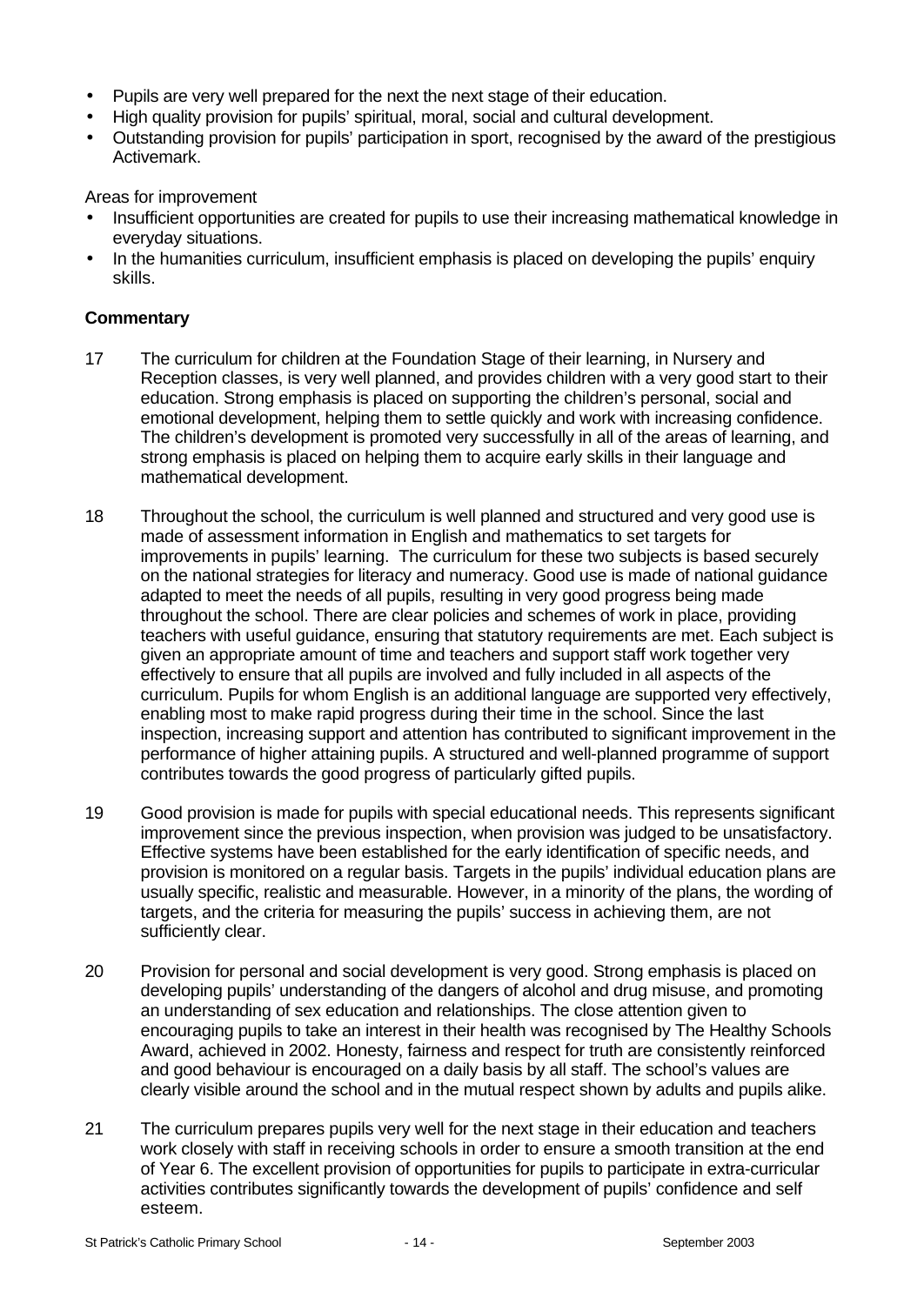- Pupils are very well prepared for the next the next stage of their education.
- High quality provision for pupils' spiritual, moral, social and cultural development.
- Outstanding provision for pupils' participation in sport, recognised by the award of the prestigious Activemark.

Areas for improvement

- Insufficient opportunities are created for pupils to use their increasing mathematical knowledge in everyday situations.
- In the humanities curriculum, insufficient emphasis is placed on developing the pupils' enquiry skills.

**Commentary**

17 The curriculum for children at the Foundation Stage of their learning, in Nursery and Reception classes, is very well planned, and provides children with a very good start to their education. Strong emphasis is placed on supporting the children's personal, social and emotional development, helping them to settle quickly and work with increasing confidence. The children's development is promoted very successfully in all of the areas of learning, and strong emphasis is placed on helping them to acquire early skills in their language and mathematical development.

18 Throughout the school, the curriculum is well planned and structured and very good use is made of assessment information in English and mathematics to set targets for improvements in pupils' learning. The curriculum for these two subjects is based securely on the national strategies for literacy and numeracy. Good use is made of national guidance adapted to meet the needs of all pupils, resulting in very good progress being made throughout the school. There are clear policies and schemes of work in place, providing teachers with useful guidance, ensuring that statutory requirements are met. Each subject is given an appropriate amount of time and teachers and support staff work together very effectively to ensure that all pupils are involved and fully included in all aspects of the curriculum. Pupils for whom English is an additional language are supported very effectively, enabling most to make rapid progress during their time in the school. Since the last inspection, increasing support and attention has contributed to significant improvement in the performance of higher attaining pupils. A structured and well-planned programme of support contributes towards the good progress of particularly gifted pupils.

19 Good provision is made for pupils with special educational needs. This represents significant improvement since the previous inspection, when provision was judged to be unsatisfactory. Effective systems have been established for the early identification of specific needs, and provision is monitored on a regular basis. Targets in the pupils' individual education plans are usually specific, realistic and measurable. However, in a minority of the plans, the wording of targets, and the criteria for measuring the pupils' success in achieving them, are not sufficiently clear.

20 Provision for personal and social development is very good. Strong emphasis is placed on developing pupils' understanding of the dangers of alcohol and drug misuse, and promoting an understanding of sex education and relationships. The close attention given to encouraging pupils to take an interest in their health was recognised by The Healthy Schools Award, achieved in 2002. Honesty, fairness and respect for truth are consistently reinforced and good behaviour is encouraged on a daily basis by all staff. The school's values are clearly visible around the school and in the mutual respect shown by adults and pupils alike.

21 The curriculum prepares pupils very well for the next stage in their education and teachers work closely with staff in receiving schools in order to ensure a smooth transition at the end of Year 6. The excellent provision of opportunities for pupils to participate in extra-curricular activities contributes significantly towards the development of pupils' confidence and self esteem.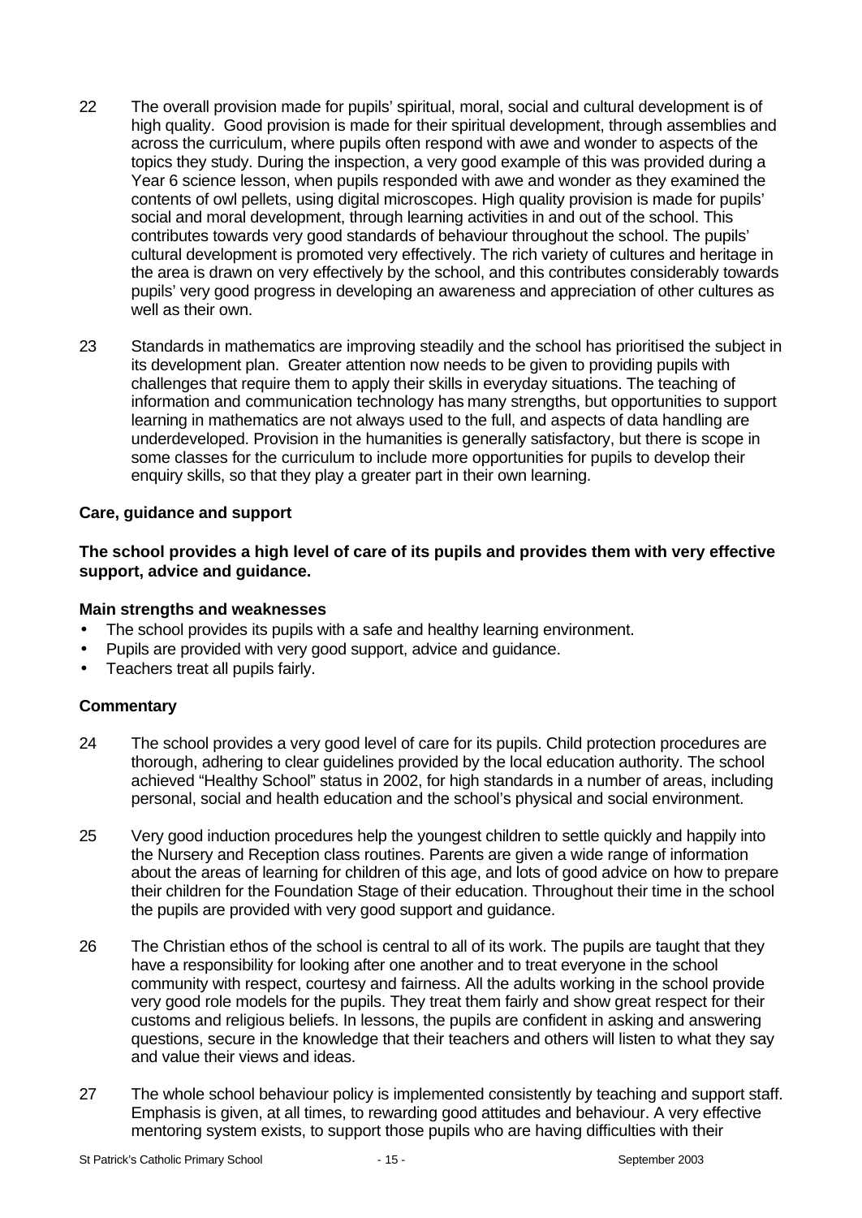22 The overall provision made for pupils' spiritual, moral, social and cultural development is of high quality. Good provision is made for their spiritual development, through assemblies and across the curriculum, where pupils often respond with awe and wonder to aspects of the topics they study. During the inspection, a very good example of this was provided during a Year 6 science lesson, when pupils responded with awe and wonder as they examined the contents of owl pellets, using digital microscopes. High quality provision is made for pupils' social and moral development, through learning activities in and out of the school. This contributes towards very good standards of behaviour throughout the school. The pupils' cultural development is promoted very effectively. The rich variety of cultures and heritage in the area is drawn on very effectively by the school, and this contributes considerably towards pupils' very good progress in developing an awareness and appreciation of other cultures as well as their own.

23 Standards in mathematics are improving steadily and the school has prioritised the subject in its development plan. Greater attention now needs to be given to providing pupils with challenges that require them to apply their skills in everyday situations. The teaching of information and communication technology has many strengths, but opportunities to support learning in mathematics are not always used to the full, and aspects of data handling are underdeveloped. Provision in the humanities is generally satisfactory, but there is scope in some classes for the curriculum to include more opportunities for pupils to develop their enquiry skills, so that they play a greater part in their own learning.

### Care, guidance and support

**The school provides a high level of care of its pupils and provides them with very effective support, advice and guidance.**

**Main strengths and weaknesses**

- The school provides its pupils with a safe and healthy learning environment.
- Pupils are provided with very good support, advice and guidance.
- Teachers treat all pupils fairly.

**Commentary**

24 The school provides a very good level of care for its pupils. Child protection procedures are thorough, adhering to clear guidelines provided by the local education authority. The school achieved "Healthy School" status in 2002, for high standards in a number of areas, including personal, social and health education and the school's physical and social environment.

25 Very good induction procedures help the youngest children to settle quickly and happily into the Nursery and Reception class routines. Parents are given a wide range of information about the areas of learning for children of this age, and lots of good advice on how to prepare their children for the Foundation Stage of their education. Throughout their time in the school the pupils are provided with very good support and guidance.

26 The Christian ethos of the school is central to all of its work. The pupils are taught that they have a responsibility for looking after one another and to treat everyone in the school community with respect, courtesy and fairness. All the adults working in the school provide very good role models for the pupils. They treat them fairly and show great respect for their customs and religious beliefs. In lessons, the pupils are confident in asking and answering questions, secure in the knowledge that their teachers and others will listen to what they say and value their views and ideas.

27 The whole school behaviour policy is implemented consistently by teaching and support staff. Emphasis is given, at all times, to rewarding good attitudes and behaviour. A very effective mentoring system exists, to support those pupils who are having difficulties with their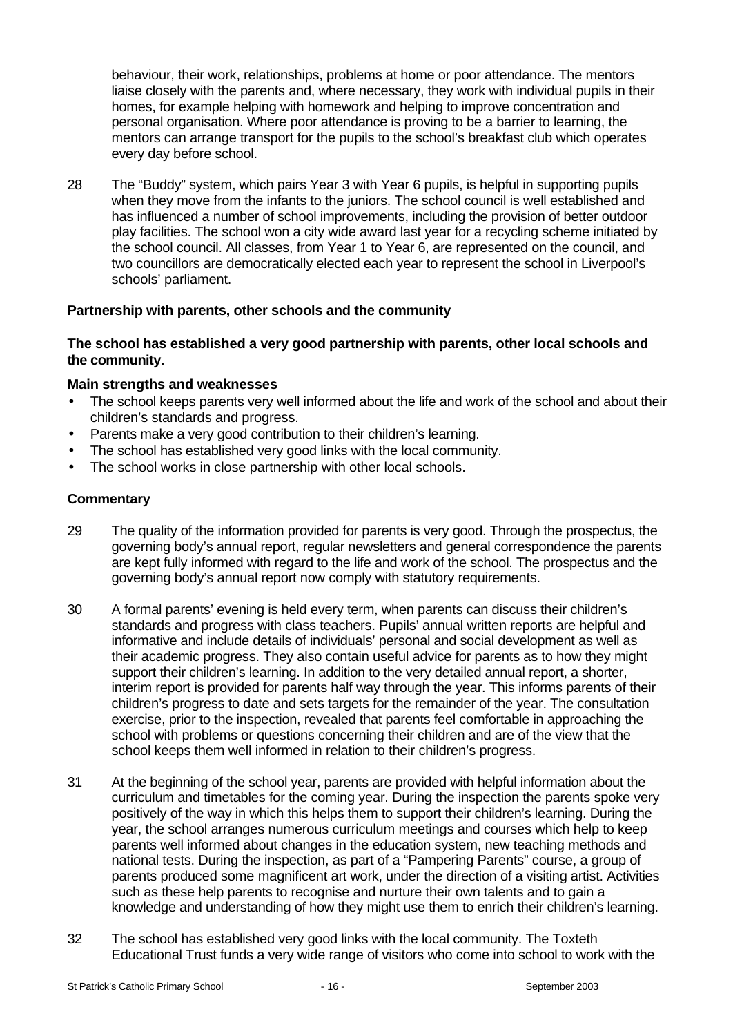behaviour, their work, relationships, problems at home or poor attendance. The mentors liaise closely with the parents and, where necessary, they work with individual pupils in their homes, for example helping with homework and helping to improve concentration and personal organisation. Where poor attendance is proving to be a barrier to learning, the mentors can arrange transport for the pupils to the school's breakfast club which operates every day before school.

28 The "Buddy" system, which pairs Year 3 with Year 6 pupils, is helpful in supporting pupils when they move from the infants to the juniors. The school council is well established and has influenced a number of school improvements, including the provision of better outdoor play facilities. The school won a city wide award last year for a recycling scheme initiated by the school council. All classes, from Year 1 to Year 6, are represented on the council, and two councillors are democratically elected each year to represent the school in Liverpool's schools' parliament.

### Partnership with parents, other schools and the community

**The school has established a very good partnership with parents, other local schools and the community.**

#### Main strengths and weaknesses

- The school keeps parents very well informed about the life and work of the school and about their children's standards and progress.
- Parents make a very good contribution to their children's learning.
- The school has established very good links with the local community.
- The school works in close partnership with other local schools.

#### Commentary

29 The quality of the information provided for parents is very good. Through the prospectus, the governing body's annual report, regular newsletters and general correspondence the parents are kept fully informed with regard to the life and work of the school. The prospectus and the governing body's annual report now comply with statutory requirements.

30 A formal parents' evening is held every term, when parents can discuss their children's standards and progress with class teachers. Pupils' annual written reports are helpful and informative and include details of individuals' personal and social development as well as their academic progress. They also contain useful advice for parents as to how they might support their children's learning. In addition to the very detailed annual report, a shorter, interim report is provided for parents half way through the year. This informs parents of their children's progress to date and sets targets for the remainder of the year. The consultation exercise, prior to the inspection, revealed that parents feel comfortable in approaching the school with problems or questions concerning their children and are of the view that the school keeps them well informed in relation to their children's progress.

31 At the beginning of the school year, parents are provided with helpful information about the curriculum and timetables for the coming year. During the inspection the parents spoke very positively of the way in which this helps them to support their children's learning. During the year, the school arranges numerous curriculum meetings and courses which help to keep parents well informed about changes in the education system, new teaching methods and national tests. During the inspection, as part of a "Pampering Parents" course, a group of parents produced some magnificent art work, under the direction of a visiting artist. Activities such as these help parents to recognise and nurture their own talents and to gain a knowledge and understanding of how they might use them to enrich their children's learning.

32 The school has established very good links with the local community. The Toxteth Educational Trust funds a very wide range of visitors who come into school to work with the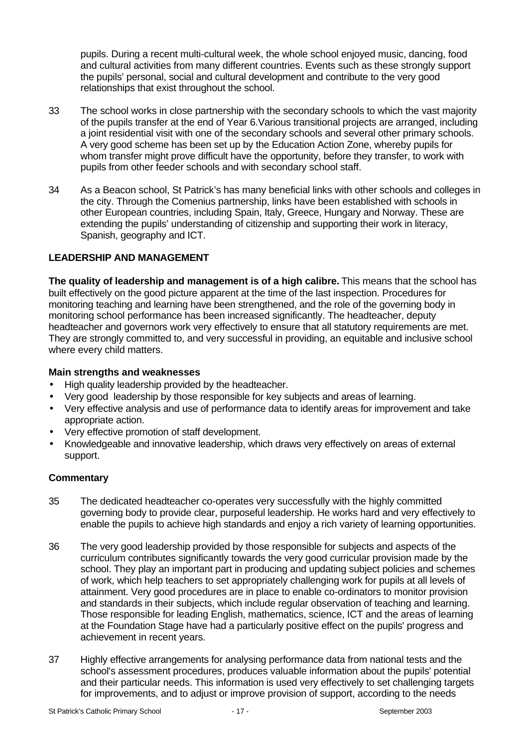pupils. During a recent multi-cultural week, the whole school enjoyed music, dancing, food and cultural activities from many different countries. Events such as these strongly support the pupils' personal, social and cultural development and contribute to the very good relationships that exist throughout the school.

33 The school works in close partnership with the secondary schools to which the vast majority of the pupils transfer at the end of Year 6.Various transitional projects are arranged, including a joint residential visit with one of the secondary schools and several other primary schools. A very good scheme has been set up by the Education Action Zone, whereby pupils for whom transfer might prove difficult have the opportunity, before they transfer, to work with pupils from other feeder schools and with secondary school staff.

34 As a Beacon school, St Patrick's has many beneficial links with other schools and colleges in the city. Through the Comenius partnership, links have been established with schools in other European countries, including Spain, Italy, Greece, Hungary and Norway. These are extending the pupils' understanding of citizenship and supporting their work in literacy, Spanish, geography and ICT.

## LEADERSHIP AND MANAGEMENT

**The quality of leadership and management is of a high calibre.** This means that the school has built effectively on the good picture apparent at the time of the last inspection. Procedures for monitoring teaching and learning have been strengthened, and the role of the governing body in monitoring school performance has been increased significantly. The headteacher, deputy headteacher and governors work very effectively to ensure that all statutory requirements are met. They are strongly committed to, and very successful in providing, an equitable and inclusive school where every child matters.

### Main strengths and weaknesses

- High quality leadership provided by the headteacher.
- Very good leadership by those responsible for key subjects and areas of learning.
- Very effective analysis and use of performance data to identify areas for improvement and take appropriate action.
- Very effective promotion of staff development.
- Knowledgeable and innovative leadership, which draws very effectively on areas of external support.

### Commentary

35 The dedicated headteacher co-operates very successfully with the highly committed governing body to provide clear, purposeful leadership. He works hard and very effectively to enable the pupils to achieve high standards and enjoy a rich variety of learning opportunities.

36 The very good leadership provided by those responsible for subjects and aspects of the curriculum contributes significantly towards the very good curricular provision made by the school. They play an important part in producing and updating subject policies and schemes of work, which help teachers to set appropriately challenging work for pupils at all levels of attainment. Very good procedures are in place to enable co-ordinators to monitor provision and standards in their subjects, which include regular observation of teaching and learning. Those responsible for leading English, mathematics, science, ICT and the areas of learning at the Foundation Stage have had a particularly positive effect on the pupils' progress and achievement in recent years.

37 Highly effective arrangements for analysing performance data from national tests and the school's assessment procedures, produces valuable information about the pupils' potential and their particular needs. This information is used very effectively to set challenging targets for improvements, and to adjust or improve provision of support, according to the needs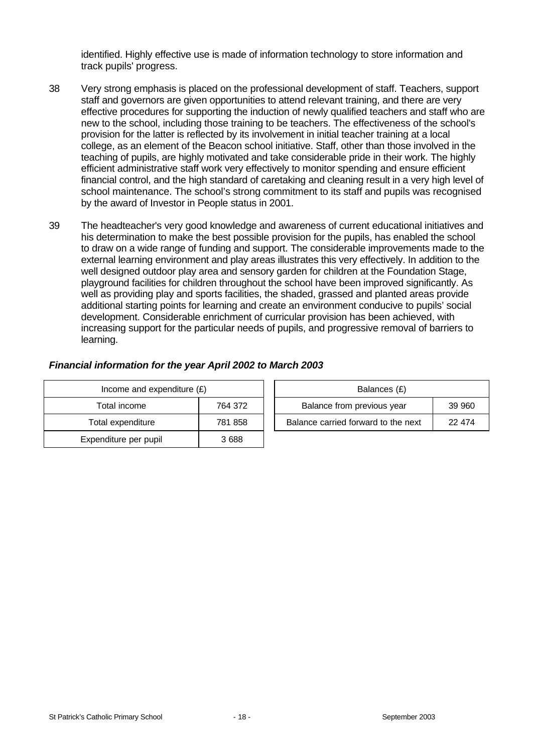identified. Highly effective use is made of information technology to store information and track pupils' progress.

38 Very strong emphasis is placed on the professional development of staff. Teachers, support staff and governors are given opportunities to attend relevant training, and there are very effective procedures for supporting the induction of newly qualified teachers and staff who are new to the school, including those training to be teachers. The effectiveness of the school's provision for the latter is reflected by its involvement in initial teacher training at a local college, as an element of the Beacon school initiative. Staff, other than those involved in the teaching of pupils, are highly motivated and take considerable pride in their work. The highly efficient administrative staff work very effectively to monitor spending and ensure efficient financial control, and the high standard of caretaking and cleaning result in a very high level of school maintenance. The school's strong commitment to its staff and pupils was recognised by the award of Investor in People status in 2001.

39 The headteacher's very good knowledge and awareness of current educational initiatives and his determination to make the best possible provision for the pupils, has enabled the school to draw on a wide range of funding and support. The considerable improvements made to the external learning environment and play areas illustrates this very effectively. In addition to the well designed outdoor play area and sensory garden for children at the Foundation Stage, playground facilities for children throughout the school have been improved significantly. As well as providing play and sports facilities, the shaded, grassed and planted areas provide additional starting points for learning and create an environment conducive to pupils' social development. Considerable enrichment of curricular provision has been achieved, with increasing support for the particular needs of pupils, and progressive removal of barriers to learning.

***Financial information for the year April 2002 to March 2003***

| Income and expenditure (£) | |
|---|---|
| Total income | 764 372 |
| Total expenditure | 781 858 |
| Expenditure per pupil | 3 688 |

| Balances (£) | |
|---|---|
| Balance from previous year | 39 960 |
| Balance carried forward to the next | 22 474 |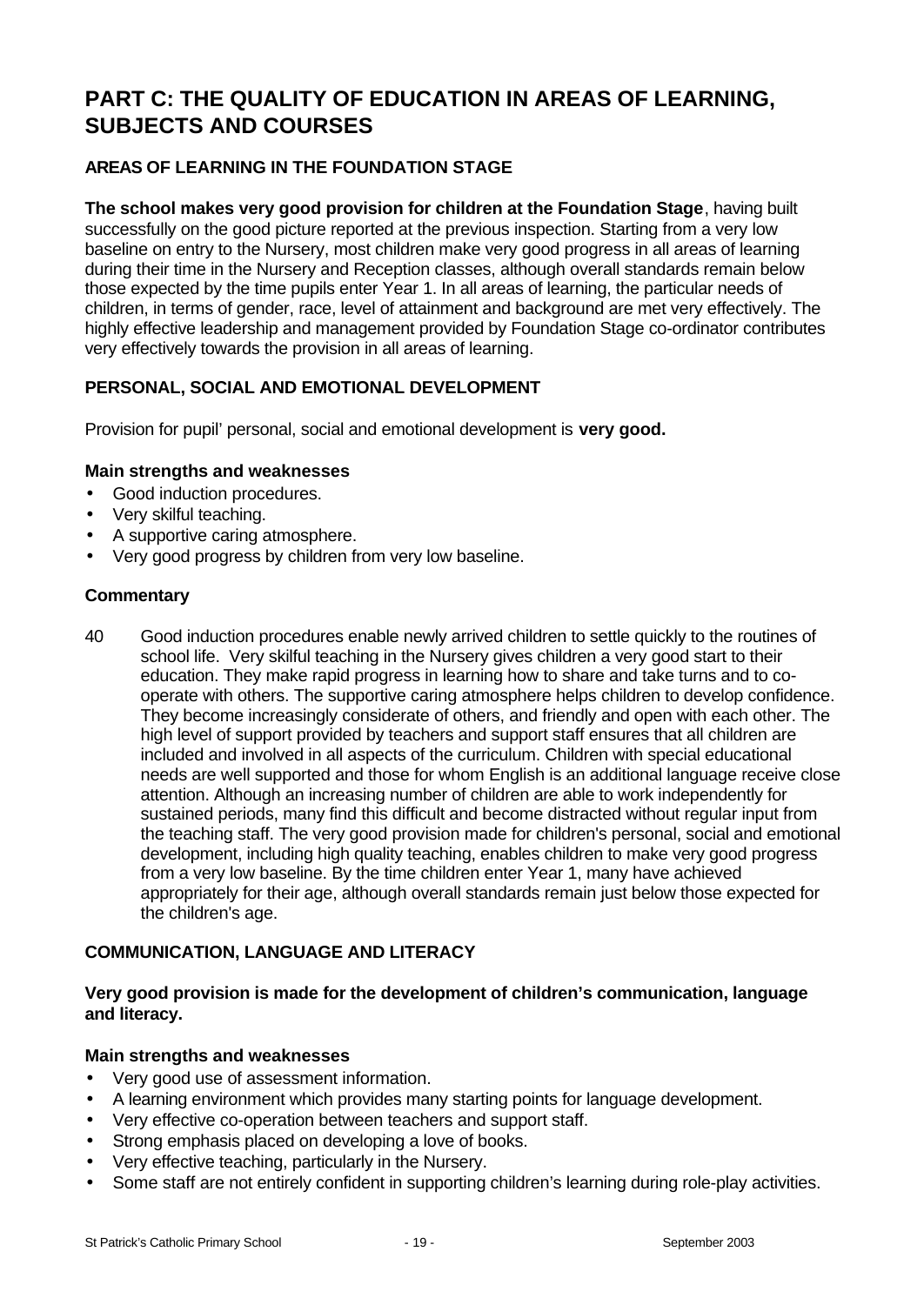# PART C: THE QUALITY OF EDUCATION IN AREAS OF LEARNING, SUBJECTS AND COURSES

## AREAS OF LEARNING IN THE FOUNDATION STAGE

**The school makes very good provision for children at the Foundation Stage**, having built successfully on the good picture reported at the previous inspection. Starting from a very low baseline on entry to the Nursery, most children make very good progress in all areas of learning during their time in the Nursery and Reception classes, although overall standards remain below those expected by the time pupils enter Year 1. In all areas of learning, the particular needs of children, in terms of gender, race, level of attainment and background are met very effectively. The highly effective leadership and management provided by Foundation Stage co-ordinator contributes very effectively towards the provision in all areas of learning.

## PERSONAL, SOCIAL AND EMOTIONAL DEVELOPMENT

Provision for pupil' personal, social and emotional development is **very good.**

### Main strengths and weaknesses

- Good induction procedures.
- Very skilful teaching.
- A supportive caring atmosphere.
- Very good progress by children from very low baseline.

### Commentary

40 Good induction procedures enable newly arrived children to settle quickly to the routines of school life. Very skilful teaching in the Nursery gives children a very good start to their education. They make rapid progress in learning how to share and take turns and to co-operate with others. The supportive caring atmosphere helps children to develop confidence. They become increasingly considerate of others, and friendly and open with each other. The high level of support provided by teachers and support staff ensures that all children are included and involved in all aspects of the curriculum. Children with special educational needs are well supported and those for whom English is an additional language receive close attention. Although an increasing number of children are able to work independently for sustained periods, many find this difficult and become distracted without regular input from the teaching staff. The very good provision made for children's personal, social and emotional development, including high quality teaching, enables children to make very good progress from a very low baseline. By the time children enter Year 1, many have achieved appropriately for their age, although overall standards remain just below those expected for the children's age.

## COMMUNICATION, LANGUAGE AND LITERACY

**Very good provision is made for the development of children's communication, language and literacy.**

### Main strengths and weaknesses

- Very good use of assessment information.
- A learning environment which provides many starting points for language development.
- Very effective co-operation between teachers and support staff.
- Strong emphasis placed on developing a love of books.
- Very effective teaching, particularly in the Nursery.
- Some staff are not entirely confident in supporting children's learning during role-play activities.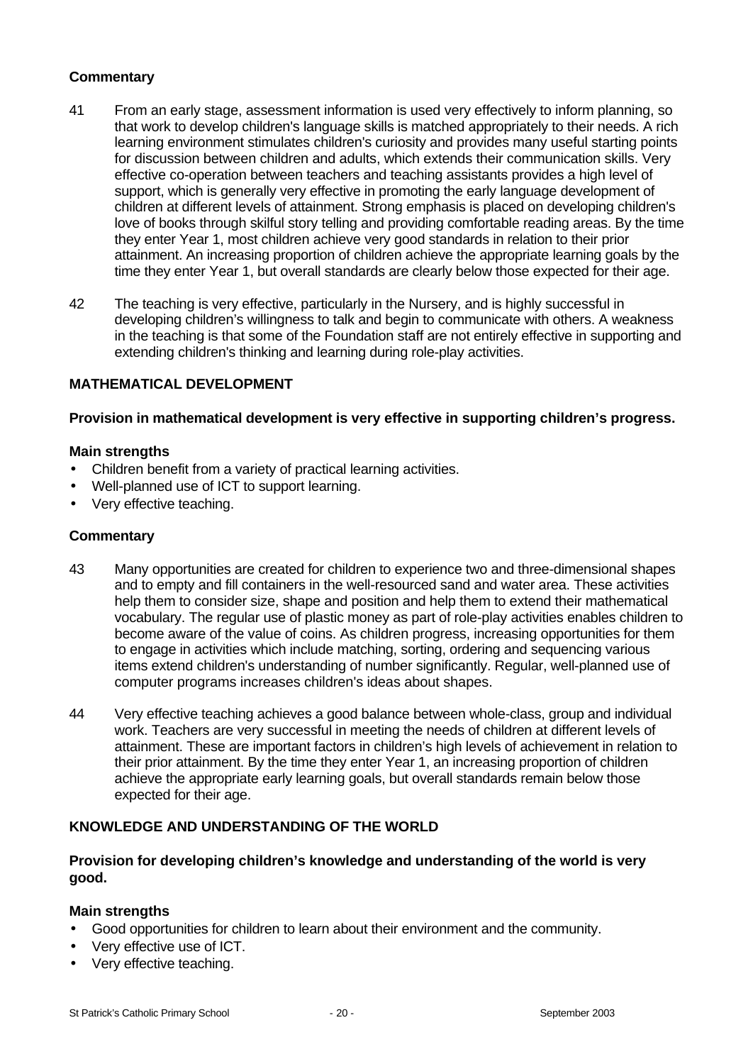### Commentary

41 From an early stage, assessment information is used very effectively to inform planning, so that work to develop children's language skills is matched appropriately to their needs. A rich learning environment stimulates children's curiosity and provides many useful starting points for discussion between children and adults, which extends their communication skills. Very effective co-operation between teachers and teaching assistants provides a high level of support, which is generally very effective in promoting the early language development of children at different levels of attainment. Strong emphasis is placed on developing children's love of books through skilful story telling and providing comfortable reading areas. By the time they enter Year 1, most children achieve very good standards in relation to their prior attainment. An increasing proportion of children achieve the appropriate learning goals by the time they enter Year 1, but overall standards are clearly below those expected for their age.

42 The teaching is very effective, particularly in the Nursery, and is highly successful in developing children's willingness to talk and begin to communicate with others. A weakness in the teaching is that some of the Foundation staff are not entirely effective in supporting and extending children's thinking and learning during role-play activities.

## MATHEMATICAL DEVELOPMENT

**Provision in mathematical development is very effective in supporting children's progress.**

### Main strengths

- Children benefit from a variety of practical learning activities.
- Well-planned use of ICT to support learning.
- Very effective teaching.

### Commentary

43 Many opportunities are created for children to experience two and three-dimensional shapes and to empty and fill containers in the well-resourced sand and water area. These activities help them to consider size, shape and position and help them to extend their mathematical vocabulary. The regular use of plastic money as part of role-play activities enables children to become aware of the value of coins. As children progress, increasing opportunities for them to engage in activities which include matching, sorting, ordering and sequencing various items extend children's understanding of number significantly. Regular, well-planned use of computer programs increases children's ideas about shapes.

44 Very effective teaching achieves a good balance between whole-class, group and individual work. Teachers are very successful in meeting the needs of children at different levels of attainment. These are important factors in children's high levels of achievement in relation to their prior attainment. By the time they enter Year 1, an increasing proportion of children achieve the appropriate early learning goals, but overall standards remain below those expected for their age.

## KNOWLEDGE AND UNDERSTANDING OF THE WORLD

**Provision for developing children's knowledge and understanding of the world is very good.**

### Main strengths

- Good opportunities for children to learn about their environment and the community.
- Very effective use of ICT.
- Very effective teaching.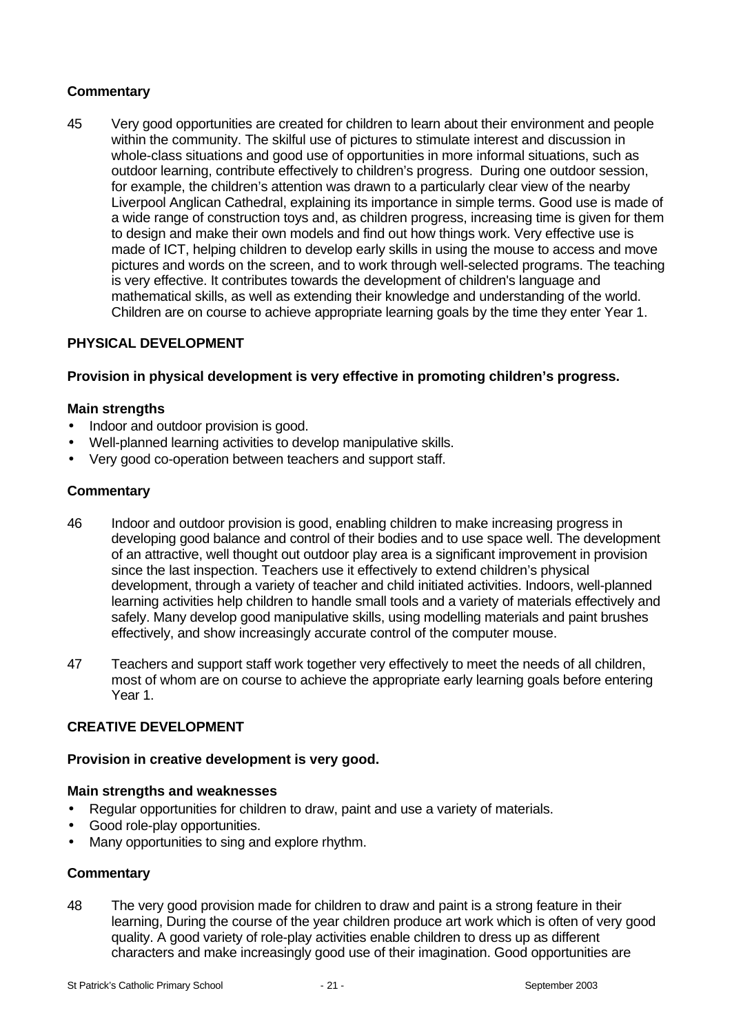**Commentary**

45 Very good opportunities are created for children to learn about their environment and people within the community. The skilful use of pictures to stimulate interest and discussion in whole-class situations and good use of opportunities in more informal situations, such as outdoor learning, contribute effectively to children's progress. During one outdoor session, for example, the children's attention was drawn to a particularly clear view of the nearby Liverpool Anglican Cathedral, explaining its importance in simple terms. Good use is made of a wide range of construction toys and, as children progress, increasing time is given for them to design and make their own models and find out how things work. Very effective use is made of ICT, helping children to develop early skills in using the mouse to access and move pictures and words on the screen, and to work through well-selected programs. The teaching is very effective. It contributes towards the development of children's language and mathematical skills, as well as extending their knowledge and understanding of the world. Children are on course to achieve appropriate learning goals by the time they enter Year 1.

## PHYSICAL DEVELOPMENT

**Provision in physical development is very effective in promoting children's progress.**

**Main strengths**

- Indoor and outdoor provision is good.
- Well-planned learning activities to develop manipulative skills.
- Very good co-operation between teachers and support staff.

**Commentary**

46 Indoor and outdoor provision is good, enabling children to make increasing progress in developing good balance and control of their bodies and to use space well. The development of an attractive, well thought out outdoor play area is a significant improvement in provision since the last inspection. Teachers use it effectively to extend children's physical development, through a variety of teacher and child initiated activities. Indoors, well-planned learning activities help children to handle small tools and a variety of materials effectively and safely. Many develop good manipulative skills, using modelling materials and paint brushes effectively, and show increasingly accurate control of the computer mouse.

47 Teachers and support staff work together very effectively to meet the needs of all children, most of whom are on course to achieve the appropriate early learning goals before entering Year 1.

## CREATIVE DEVELOPMENT

**Provision in creative development is very good.**

**Main strengths and weaknesses**

- Regular opportunities for children to draw, paint and use a variety of materials.
- Good role-play opportunities.
- Many opportunities to sing and explore rhythm.

**Commentary**

48 The very good provision made for children to draw and paint is a strong feature in their learning, During the course of the year children produce art work which is often of very good quality. A good variety of role-play activities enable children to dress up as different characters and make increasingly good use of their imagination. Good opportunities are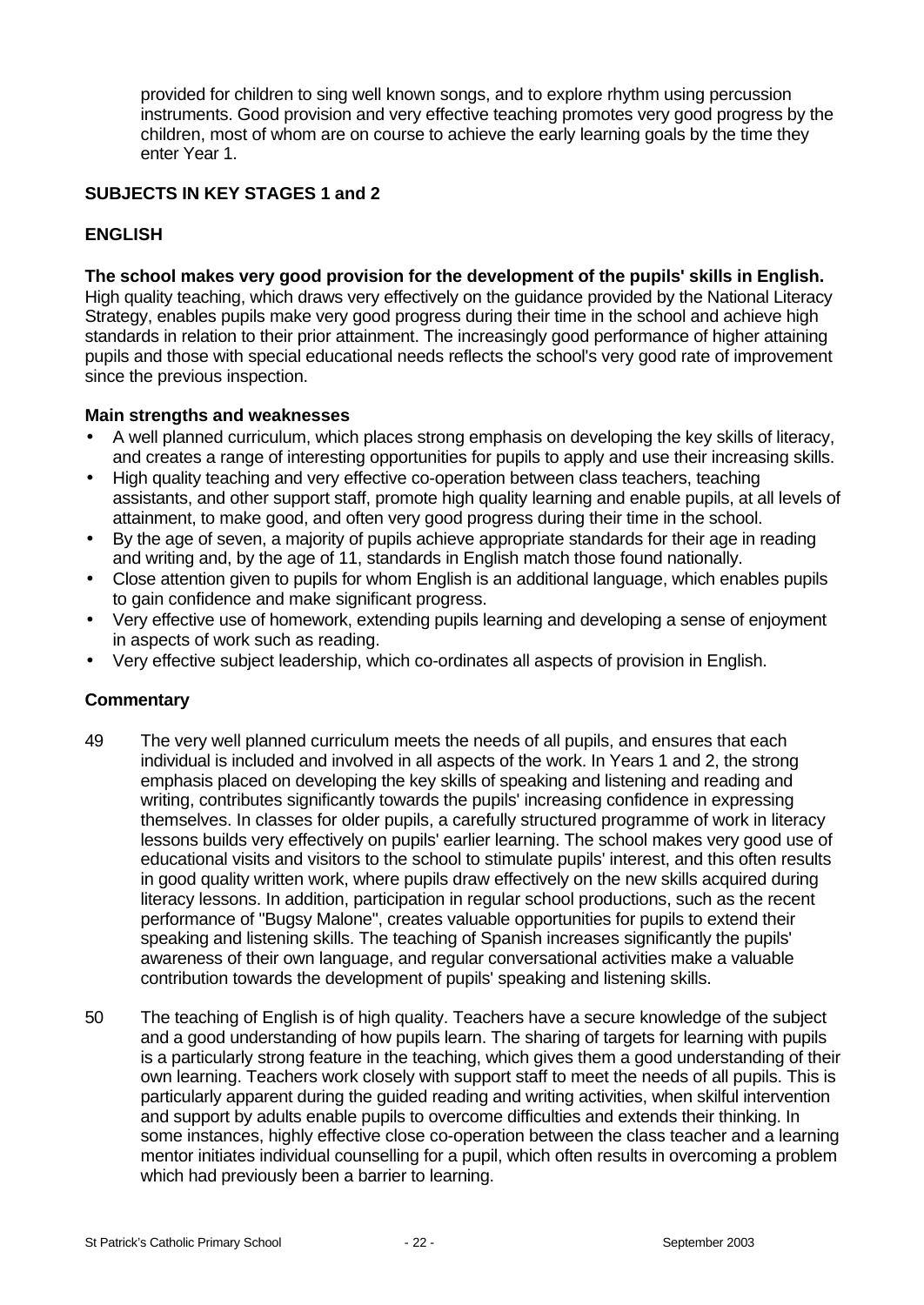provided for children to sing well known songs, and to explore rhythm using percussion instruments. Good provision and very effective teaching promotes very good progress by the children, most of whom are on course to achieve the early learning goals by the time they enter Year 1.

## SUBJECTS IN KEY STAGES 1 and 2

### ENGLISH

**The school makes very good provision for the development of the pupils' skills in English.** High quality teaching, which draws very effectively on the guidance provided by the National Literacy Strategy, enables pupils make very good progress during their time in the school and achieve high standards in relation to their prior attainment. The increasingly good performance of higher attaining pupils and those with special educational needs reflects the school's very good rate of improvement since the previous inspection.

#### Main strengths and weaknesses

- A well planned curriculum, which places strong emphasis on developing the key skills of literacy, and creates a range of interesting opportunities for pupils to apply and use their increasing skills.
- High quality teaching and very effective co-operation between class teachers, teaching assistants, and other support staff, promote high quality learning and enable pupils, at all levels of attainment, to make good, and often very good progress during their time in the school.
- By the age of seven, a majority of pupils achieve appropriate standards for their age in reading and writing and, by the age of 11, standards in English match those found nationally.
- Close attention given to pupils for whom English is an additional language, which enables pupils to gain confidence and make significant progress.
- Very effective use of homework, extending pupils learning and developing a sense of enjoyment in aspects of work such as reading.
- Very effective subject leadership, which co-ordinates all aspects of provision in English.

#### Commentary

49 The very well planned curriculum meets the needs of all pupils, and ensures that each individual is included and involved in all aspects of the work. In Years 1 and 2, the strong emphasis placed on developing the key skills of speaking and listening and reading and writing, contributes significantly towards the pupils' increasing confidence in expressing themselves. In classes for older pupils, a carefully structured programme of work in literacy lessons builds very effectively on pupils' earlier learning. The school makes very good use of educational visits and visitors to the school to stimulate pupils' interest, and this often results in good quality written work, where pupils draw effectively on the new skills acquired during literacy lessons. In addition, participation in regular school productions, such as the recent performance of "Bugsy Malone", creates valuable opportunities for pupils to extend their speaking and listening skills. The teaching of Spanish increases significantly the pupils' awareness of their own language, and regular conversational activities make a valuable contribution towards the development of pupils' speaking and listening skills.

50 The teaching of English is of high quality. Teachers have a secure knowledge of the subject and a good understanding of how pupils learn. The sharing of targets for learning with pupils is a particularly strong feature in the teaching, which gives them a good understanding of their own learning. Teachers work closely with support staff to meet the needs of all pupils. This is particularly apparent during the guided reading and writing activities, when skilful intervention and support by adults enable pupils to overcome difficulties and extends their thinking. In some instances, highly effective close co-operation between the class teacher and a learning mentor initiates individual counselling for a pupil, which often results in overcoming a problem which had previously been a barrier to learning.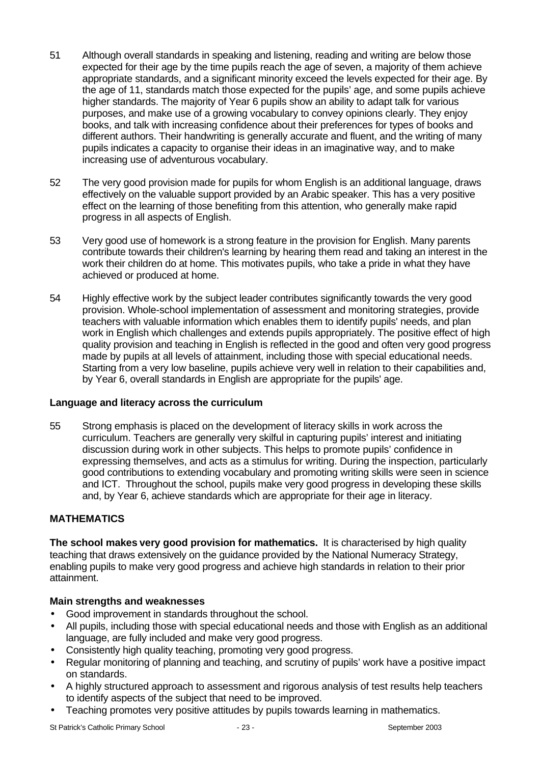51 Although overall standards in speaking and listening, reading and writing are below those expected for their age by the time pupils reach the age of seven, a majority of them achieve appropriate standards, and a significant minority exceed the levels expected for their age. By the age of 11, standards match those expected for the pupils' age, and some pupils achieve higher standards. The majority of Year 6 pupils show an ability to adapt talk for various purposes, and make use of a growing vocabulary to convey opinions clearly. They enjoy books, and talk with increasing confidence about their preferences for types of books and different authors. Their handwriting is generally accurate and fluent, and the writing of many pupils indicates a capacity to organise their ideas in an imaginative way, and to make increasing use of adventurous vocabulary.

52 The very good provision made for pupils for whom English is an additional language, draws effectively on the valuable support provided by an Arabic speaker. This has a very positive effect on the learning of those benefiting from this attention, who generally make rapid progress in all aspects of English.

53 Very good use of homework is a strong feature in the provision for English. Many parents contribute towards their children's learning by hearing them read and taking an interest in the work their children do at home. This motivates pupils, who take a pride in what they have achieved or produced at home.

54 Highly effective work by the subject leader contributes significantly towards the very good provision. Whole-school implementation of assessment and monitoring strategies, provide teachers with valuable information which enables them to identify pupils' needs, and plan work in English which challenges and extends pupils appropriately. The positive effect of high quality provision and teaching in English is reflected in the good and often very good progress made by pupils at all levels of attainment, including those with special educational needs. Starting from a very low baseline, pupils achieve very well in relation to their capabilities and, by Year 6, overall standards in English are appropriate for the pupils' age.

### Language and literacy across the curriculum

55 Strong emphasis is placed on the development of literacy skills in work across the curriculum. Teachers are generally very skilful in capturing pupils' interest and initiating discussion during work in other subjects. This helps to promote pupils' confidence in expressing themselves, and acts as a stimulus for writing. During the inspection, particularly good contributions to extending vocabulary and promoting writing skills were seen in science and ICT. Throughout the school, pupils make very good progress in developing these skills and, by Year 6, achieve standards which are appropriate for their age in literacy.

## MATHEMATICS

**The school makes very good provision for mathematics.** It is characterised by high quality teaching that draws extensively on the guidance provided by the National Numeracy Strategy, enabling pupils to make very good progress and achieve high standards in relation to their prior attainment.

### Main strengths and weaknesses

- Good improvement in standards throughout the school.
- All pupils, including those with special educational needs and those with English as an additional language, are fully included and make very good progress.
- Consistently high quality teaching, promoting very good progress.
- Regular monitoring of planning and teaching, and scrutiny of pupils' work have a positive impact on standards.
- A highly structured approach to assessment and rigorous analysis of test results help teachers to identify aspects of the subject that need to be improved.
- Teaching promotes very positive attitudes by pupils towards learning in mathematics.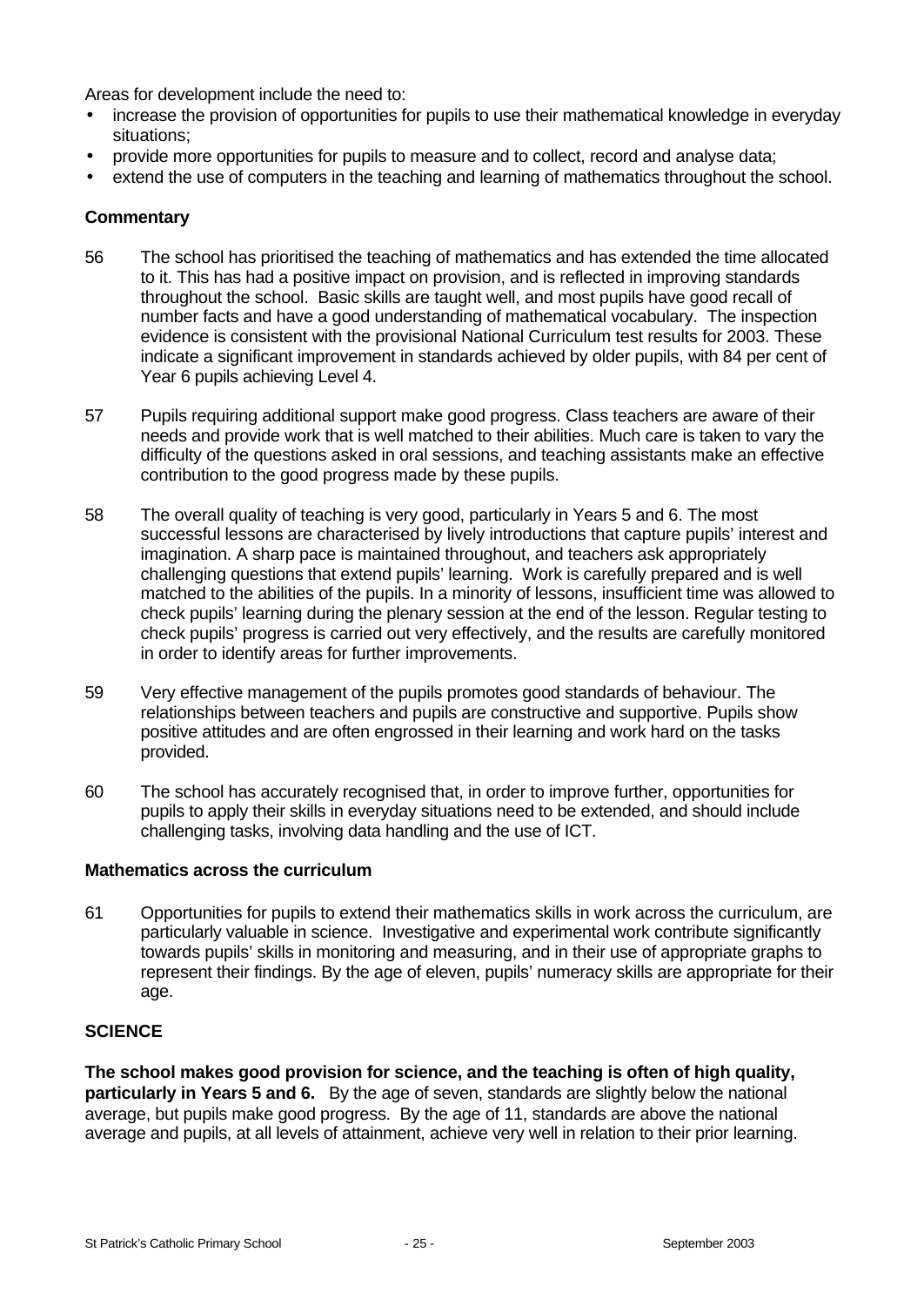Areas for development include the need to:

- increase the provision of opportunities for pupils to use their mathematical knowledge in everyday situations;
- provide more opportunities for pupils to measure and to collect, record and analyse data;
- extend the use of computers in the teaching and learning of mathematics throughout the school.

### Commentary

56 The school has prioritised the teaching of mathematics and has extended the time allocated to it. This has had a positive impact on provision, and is reflected in improving standards throughout the school. Basic skills are taught well, and most pupils have good recall of number facts and have a good understanding of mathematical vocabulary. The inspection evidence is consistent with the provisional National Curriculum test results for 2003. These indicate a significant improvement in standards achieved by older pupils, with 84 per cent of Year 6 pupils achieving Level 4.

57 Pupils requiring additional support make good progress. Class teachers are aware of their needs and provide work that is well matched to their abilities. Much care is taken to vary the difficulty of the questions asked in oral sessions, and teaching assistants make an effective contribution to the good progress made by these pupils.

58 The overall quality of teaching is very good, particularly in Years 5 and 6. The most successful lessons are characterised by lively introductions that capture pupils' interest and imagination. A sharp pace is maintained throughout, and teachers ask appropriately challenging questions that extend pupils' learning. Work is carefully prepared and is well matched to the abilities of the pupils. In a minority of lessons, insufficient time was allowed to check pupils' learning during the plenary session at the end of the lesson. Regular testing to check pupils' progress is carried out very effectively, and the results are carefully monitored in order to identify areas for further improvements.

59 Very effective management of the pupils promotes good standards of behaviour. The relationships between teachers and pupils are constructive and supportive. Pupils show positive attitudes and are often engrossed in their learning and work hard on the tasks provided.

60 The school has accurately recognised that, in order to improve further, opportunities for pupils to apply their skills in everyday situations need to be extended, and should include challenging tasks, involving data handling and the use of ICT.

### Mathematics across the curriculum

61 Opportunities for pupils to extend their mathematics skills in work across the curriculum, are particularly valuable in science. Investigative and experimental work contribute significantly towards pupils' skills in monitoring and measuring, and in their use of appropriate graphs to represent their findings. By the age of eleven, pupils' numeracy skills are appropriate for their age.

## SCIENCE

**The school makes good provision for science, and the teaching is often of high quality, particularly in Years 5 and 6.** By the age of seven, standards are slightly below the national average, but pupils make good progress. By the age of 11, standards are above the national average and pupils, at all levels of attainment, achieve very well in relation to their prior learning.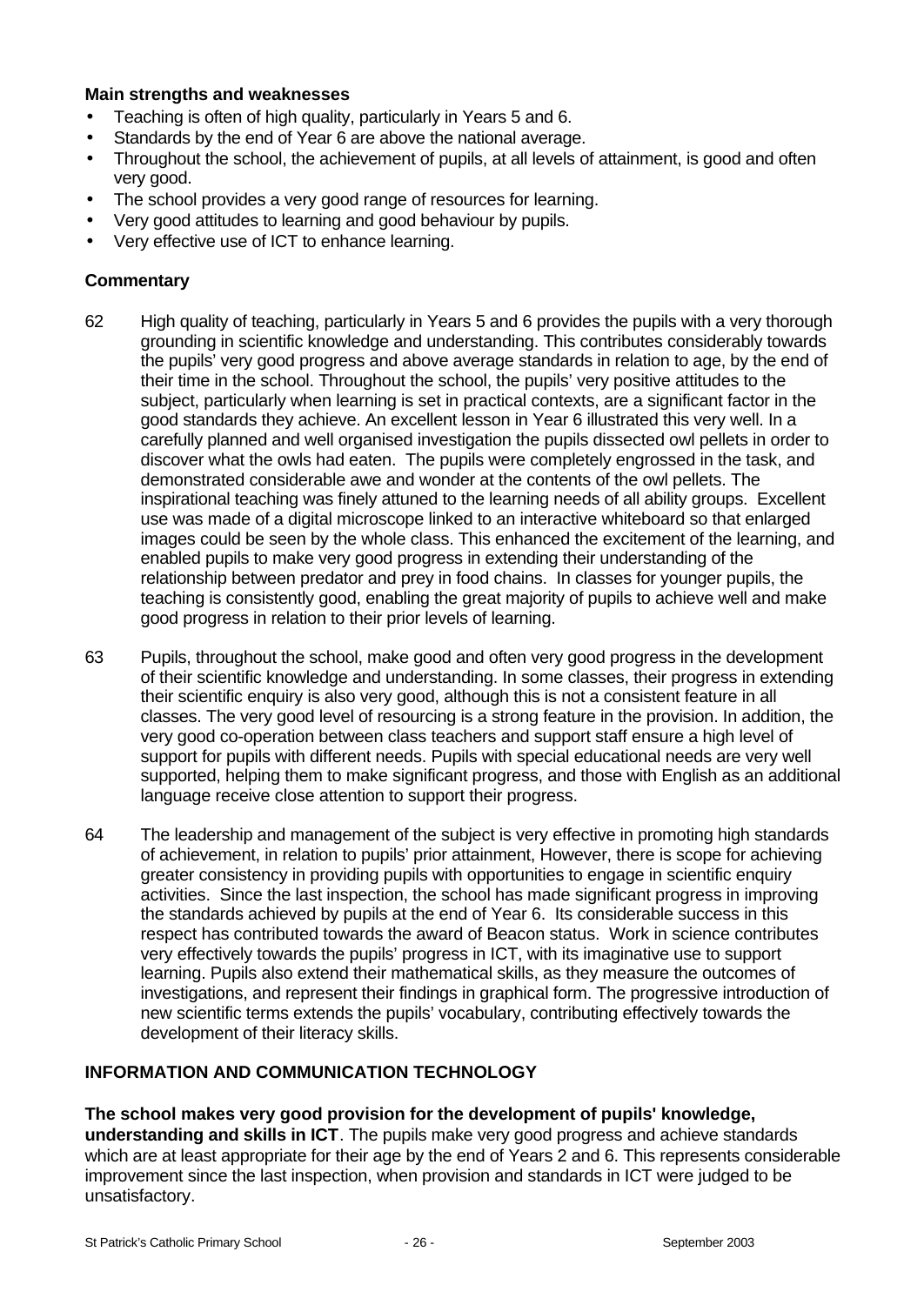**Main strengths and weaknesses**

- Teaching is often of high quality, particularly in Years 5 and 6.
- Standards by the end of Year 6 are above the national average.
- Throughout the school, the achievement of pupils, at all levels of attainment, is good and often very good.
- The school provides a very good range of resources for learning.
- Very good attitudes to learning and good behaviour by pupils.
- Very effective use of ICT to enhance learning.

**Commentary**

62 High quality of teaching, particularly in Years 5 and 6 provides the pupils with a very thorough grounding in scientific knowledge and understanding. This contributes considerably towards the pupils' very good progress and above average standards in relation to age, by the end of their time in the school. Throughout the school, the pupils' very positive attitudes to the subject, particularly when learning is set in practical contexts, are a significant factor in the good standards they achieve. An excellent lesson in Year 6 illustrated this very well. In a carefully planned and well organised investigation the pupils dissected owl pellets in order to discover what the owls had eaten. The pupils were completely engrossed in the task, and demonstrated considerable awe and wonder at the contents of the owl pellets. The inspirational teaching was finely attuned to the learning needs of all ability groups. Excellent use was made of a digital microscope linked to an interactive whiteboard so that enlarged images could be seen by the whole class. This enhanced the excitement of the learning, and enabled pupils to make very good progress in extending their understanding of the relationship between predator and prey in food chains. In classes for younger pupils, the teaching is consistently good, enabling the great majority of pupils to achieve well and make good progress in relation to their prior levels of learning.

63 Pupils, throughout the school, make good and often very good progress in the development of their scientific knowledge and understanding. In some classes, their progress in extending their scientific enquiry is also very good, although this is not a consistent feature in all classes. The very good level of resourcing is a strong feature in the provision. In addition, the very good co-operation between class teachers and support staff ensure a high level of support for pupils with different needs. Pupils with special educational needs are very well supported, helping them to make significant progress, and those with English as an additional language receive close attention to support their progress.

64 The leadership and management of the subject is very effective in promoting high standards of achievement, in relation to pupils' prior attainment, However, there is scope for achieving greater consistency in providing pupils with opportunities to engage in scientific enquiry activities. Since the last inspection, the school has made significant progress in improving the standards achieved by pupils at the end of Year 6. Its considerable success in this respect has contributed towards the award of Beacon status. Work in science contributes very effectively towards the pupils' progress in ICT, with its imaginative use to support learning. Pupils also extend their mathematical skills, as they measure the outcomes of investigations, and represent their findings in graphical form. The progressive introduction of new scientific terms extends the pupils' vocabulary, contributing effectively towards the development of their literacy skills.

## INFORMATION AND COMMUNICATION TECHNOLOGY

**The school makes very good provision for the development of pupils' knowledge, understanding and skills in ICT**. The pupils make very good progress and achieve standards which are at least appropriate for their age by the end of Years 2 and 6. This represents considerable improvement since the last inspection, when provision and standards in ICT were judged to be unsatisfactory.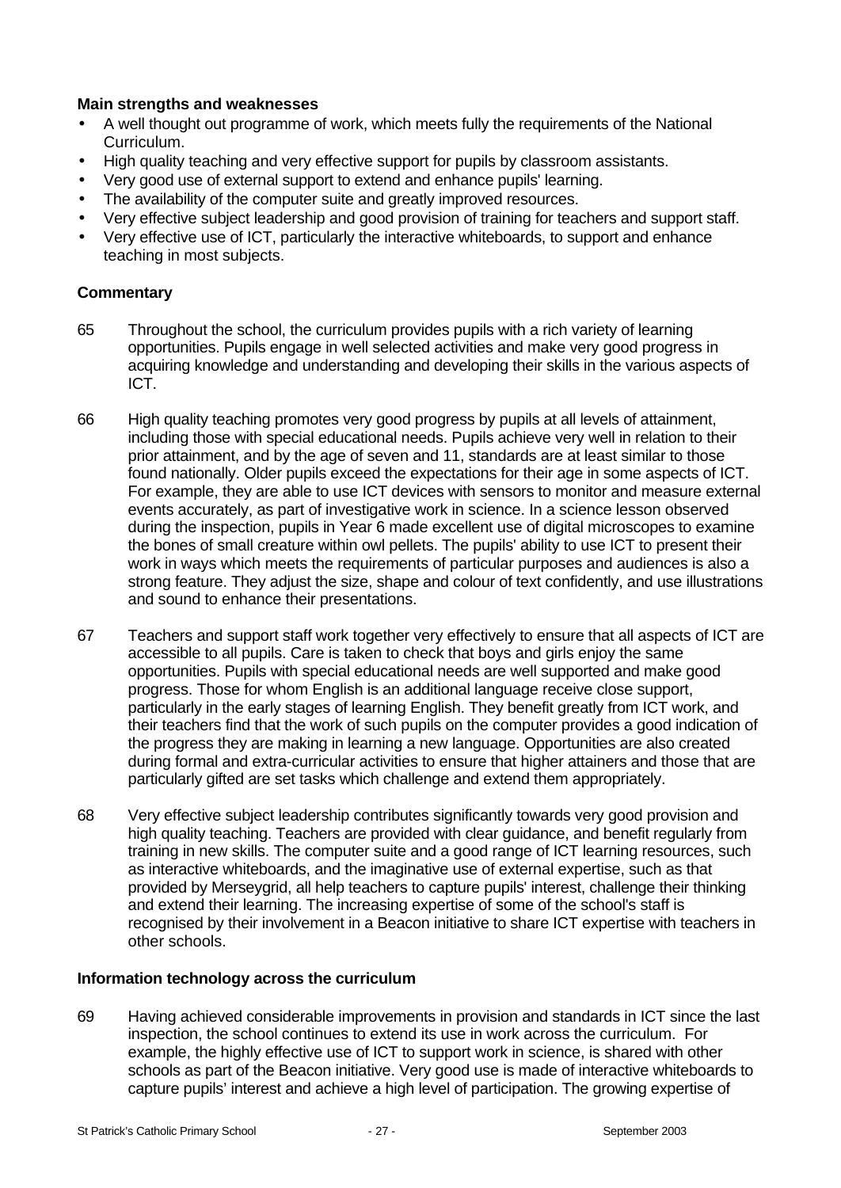**Main strengths and weaknesses**

- A well thought out programme of work, which meets fully the requirements of the National Curriculum.
- High quality teaching and very effective support for pupils by classroom assistants.
- Very good use of external support to extend and enhance pupils' learning.
- The availability of the computer suite and greatly improved resources.
- Very effective subject leadership and good provision of training for teachers and support staff.
- Very effective use of ICT, particularly the interactive whiteboards, to support and enhance teaching in most subjects.

**Commentary**

65 Throughout the school, the curriculum provides pupils with a rich variety of learning opportunities. Pupils engage in well selected activities and make very good progress in acquiring knowledge and understanding and developing their skills in the various aspects of ICT.

66 High quality teaching promotes very good progress by pupils at all levels of attainment, including those with special educational needs. Pupils achieve very well in relation to their prior attainment, and by the age of seven and 11, standards are at least similar to those found nationally. Older pupils exceed the expectations for their age in some aspects of ICT. For example, they are able to use ICT devices with sensors to monitor and measure external events accurately, as part of investigative work in science. In a science lesson observed during the inspection, pupils in Year 6 made excellent use of digital microscopes to examine the bones of small creature within owl pellets. The pupils' ability to use ICT to present their work in ways which meets the requirements of particular purposes and audiences is also a strong feature. They adjust the size, shape and colour of text confidently, and use illustrations and sound to enhance their presentations.

67 Teachers and support staff work together very effectively to ensure that all aspects of ICT are accessible to all pupils. Care is taken to check that boys and girls enjoy the same opportunities. Pupils with special educational needs are well supported and make good progress. Those for whom English is an additional language receive close support, particularly in the early stages of learning English. They benefit greatly from ICT work, and their teachers find that the work of such pupils on the computer provides a good indication of the progress they are making in learning a new language. Opportunities are also created during formal and extra-curricular activities to ensure that higher attainers and those that are particularly gifted are set tasks which challenge and extend them appropriately.

68 Very effective subject leadership contributes significantly towards very good provision and high quality teaching. Teachers are provided with clear guidance, and benefit regularly from training in new skills. The computer suite and a good range of ICT learning resources, such as interactive whiteboards, and the imaginative use of external expertise, such as that provided by Merseygrid, all help teachers to capture pupils' interest, challenge their thinking and extend their learning. The increasing expertise of some of the school's staff is recognised by their involvement in a Beacon initiative to share ICT expertise with teachers in other schools.

**Information technology across the curriculum**

69 Having achieved considerable improvements in provision and standards in ICT since the last inspection, the school continues to extend its use in work across the curriculum. For example, the highly effective use of ICT to support work in science, is shared with other schools as part of the Beacon initiative. Very good use is made of interactive whiteboards to capture pupils' interest and achieve a high level of participation. The growing expertise of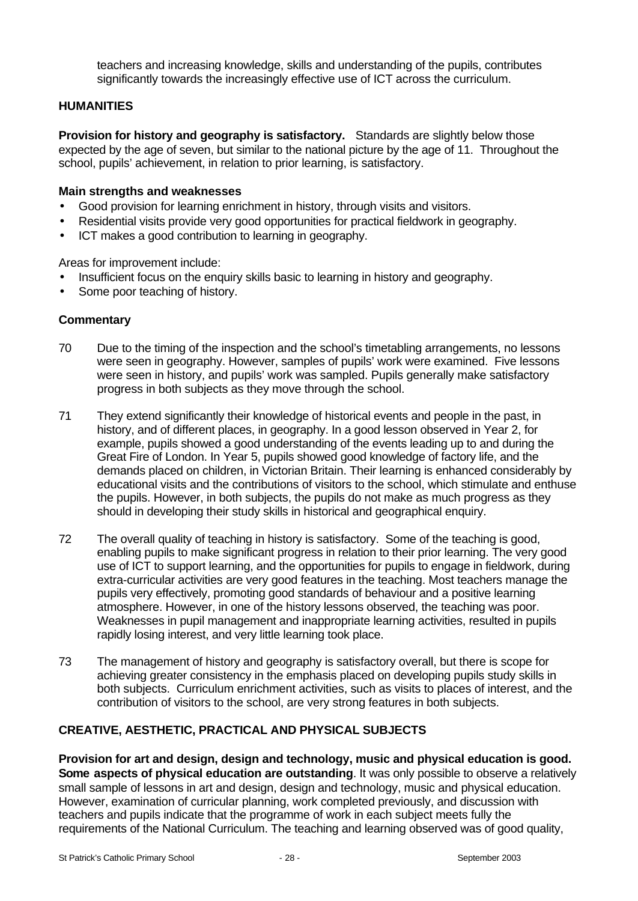teachers and increasing knowledge, skills and understanding of the pupils, contributes significantly towards the increasingly effective use of ICT across the curriculum.

## HUMANITIES

**Provision for history and geography is satisfactory.** Standards are slightly below those expected by the age of seven, but similar to the national picture by the age of 11. Throughout the school, pupils' achievement, in relation to prior learning, is satisfactory.

### Main strengths and weaknesses

- Good provision for learning enrichment in history, through visits and visitors.
- Residential visits provide very good opportunities for practical fieldwork in geography.
- ICT makes a good contribution to learning in geography.

Areas for improvement include:

- Insufficient focus on the enquiry skills basic to learning in history and geography.
- Some poor teaching of history.

### Commentary

70 Due to the timing of the inspection and the school's timetabling arrangements, no lessons were seen in geography. However, samples of pupils' work were examined. Five lessons were seen in history, and pupils' work was sampled. Pupils generally make satisfactory progress in both subjects as they move through the school.

71 They extend significantly their knowledge of historical events and people in the past, in history, and of different places, in geography. In a good lesson observed in Year 2, for example, pupils showed a good understanding of the events leading up to and during the Great Fire of London. In Year 5, pupils showed good knowledge of factory life, and the demands placed on children, in Victorian Britain. Their learning is enhanced considerably by educational visits and the contributions of visitors to the school, which stimulate and enthuse the pupils. However, in both subjects, the pupils do not make as much progress as they should in developing their study skills in historical and geographical enquiry.

72 The overall quality of teaching in history is satisfactory. Some of the teaching is good, enabling pupils to make significant progress in relation to their prior learning. The very good use of ICT to support learning, and the opportunities for pupils to engage in fieldwork, during extra-curricular activities are very good features in the teaching. Most teachers manage the pupils very effectively, promoting good standards of behaviour and a positive learning atmosphere. However, in one of the history lessons observed, the teaching was poor. Weaknesses in pupil management and inappropriate learning activities, resulted in pupils rapidly losing interest, and very little learning took place.

73 The management of history and geography is satisfactory overall, but there is scope for achieving greater consistency in the emphasis placed on developing pupils study skills in both subjects. Curriculum enrichment activities, such as visits to places of interest, and the contribution of visitors to the school, are very strong features in both subjects.

## CREATIVE, AESTHETIC, PRACTICAL AND PHYSICAL SUBJECTS

**Provision for art and design, design and technology, music and physical education is good. Some aspects of physical education are outstanding**. It was only possible to observe a relatively small sample of lessons in art and design, design and technology, music and physical education. However, examination of curricular planning, work completed previously, and discussion with teachers and pupils indicate that the programme of work in each subject meets fully the requirements of the National Curriculum. The teaching and learning observed was of good quality,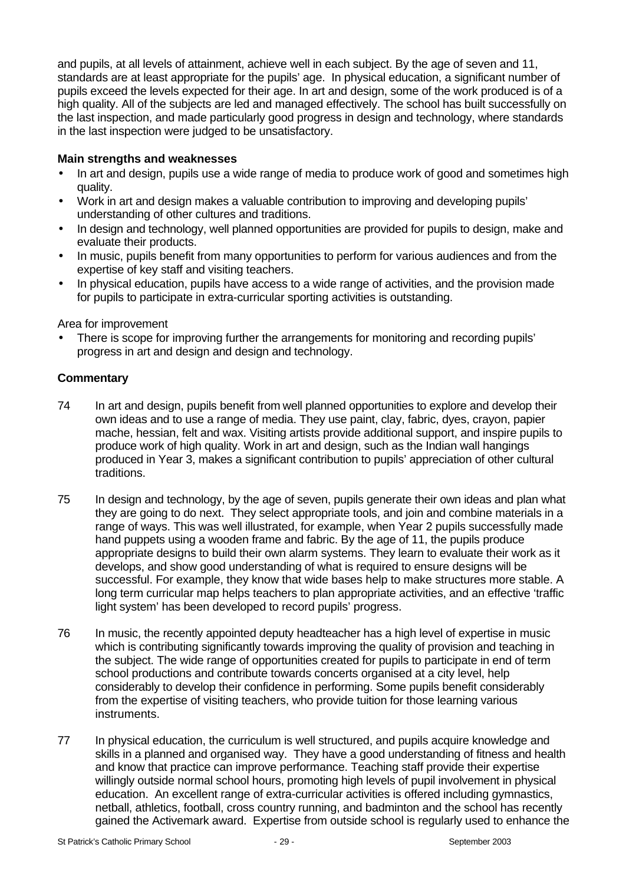and pupils, at all levels of attainment, achieve well in each subject. By the age of seven and 11, standards are at least appropriate for the pupils' age. In physical education, a significant number of pupils exceed the levels expected for their age. In art and design, some of the work produced is of a high quality. All of the subjects are led and managed effectively. The school has built successfully on the last inspection, and made particularly good progress in design and technology, where standards in the last inspection were judged to be unsatisfactory.

**Main strengths and weaknesses**

- In art and design, pupils use a wide range of media to produce work of good and sometimes high quality.
- Work in art and design makes a valuable contribution to improving and developing pupils' understanding of other cultures and traditions.
- In design and technology, well planned opportunities are provided for pupils to design, make and evaluate their products.
- In music, pupils benefit from many opportunities to perform for various audiences and from the expertise of key staff and visiting teachers.
- In physical education, pupils have access to a wide range of activities, and the provision made for pupils to participate in extra-curricular sporting activities is outstanding.

Area for improvement

- There is scope for improving further the arrangements for monitoring and recording pupils' progress in art and design and design and technology.

**Commentary**

74 In art and design, pupils benefit from well planned opportunities to explore and develop their own ideas and to use a range of media. They use paint, clay, fabric, dyes, crayon, papier mache, hessian, felt and wax. Visiting artists provide additional support, and inspire pupils to produce work of high quality. Work in art and design, such as the Indian wall hangings produced in Year 3, makes a significant contribution to pupils' appreciation of other cultural traditions.

75 In design and technology, by the age of seven, pupils generate their own ideas and plan what they are going to do next. They select appropriate tools, and join and combine materials in a range of ways. This was well illustrated, for example, when Year 2 pupils successfully made hand puppets using a wooden frame and fabric. By the age of 11, the pupils produce appropriate designs to build their own alarm systems. They learn to evaluate their work as it develops, and show good understanding of what is required to ensure designs will be successful. For example, they know that wide bases help to make structures more stable. A long term curricular map helps teachers to plan appropriate activities, and an effective 'traffic light system' has been developed to record pupils' progress.

76 In music, the recently appointed deputy headteacher has a high level of expertise in music which is contributing significantly towards improving the quality of provision and teaching in the subject. The wide range of opportunities created for pupils to participate in end of term school productions and contribute towards concerts organised at a city level, help considerably to develop their confidence in performing. Some pupils benefit considerably from the expertise of visiting teachers, who provide tuition for those learning various instruments.

77 In physical education, the curriculum is well structured, and pupils acquire knowledge and skills in a planned and organised way. They have a good understanding of fitness and health and know that practice can improve performance. Teaching staff provide their expertise willingly outside normal school hours, promoting high levels of pupil involvement in physical education. An excellent range of extra-curricular activities is offered including gymnastics, netball, athletics, football, cross country running, and badminton and the school has recently gained the Activemark award. Expertise from outside school is regularly used to enhance the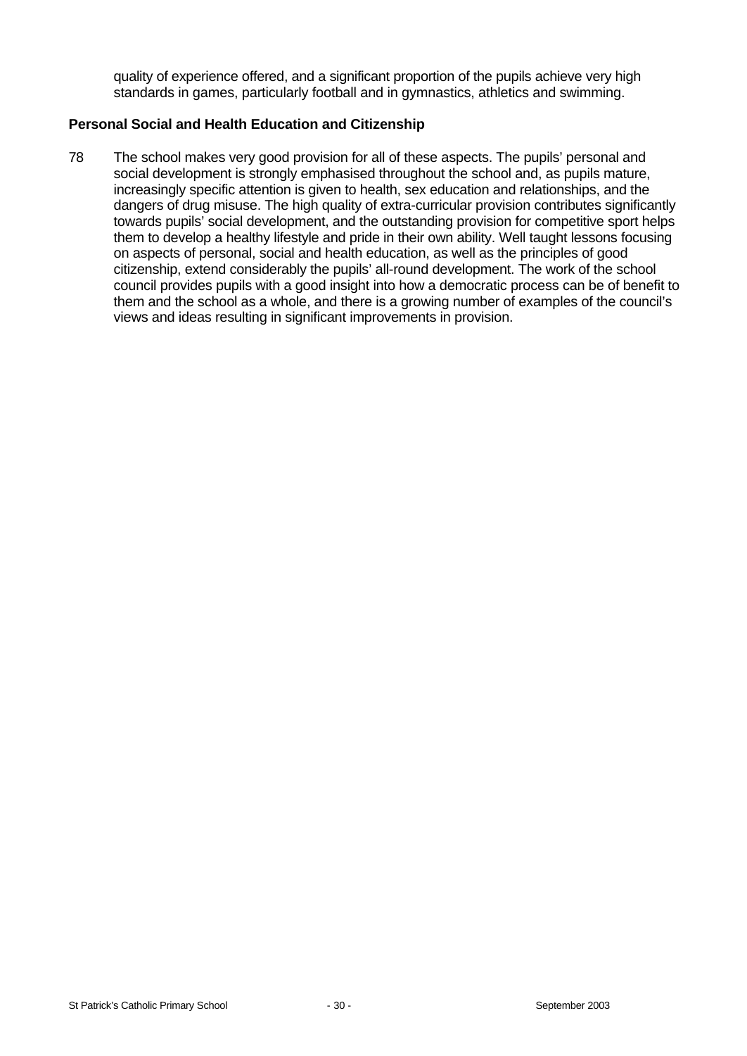quality of experience offered, and a significant proportion of the pupils achieve very high standards in games, particularly football and in gymnastics, athletics and swimming.

**Personal Social and Health Education and Citizenship**

78 The school makes very good provision for all of these aspects. The pupils' personal and social development is strongly emphasised throughout the school and, as pupils mature, increasingly specific attention is given to health, sex education and relationships, and the dangers of drug misuse. The high quality of extra-curricular provision contributes significantly towards pupils' social development, and the outstanding provision for competitive sport helps them to develop a healthy lifestyle and pride in their own ability. Well taught lessons focusing on aspects of personal, social and health education, as well as the principles of good citizenship, extend considerably the pupils' all-round development. The work of the school council provides pupils with a good insight into how a democratic process can be of benefit to them and the school as a whole, and there is a growing number of examples of the council's views and ideas resulting in significant improvements in provision.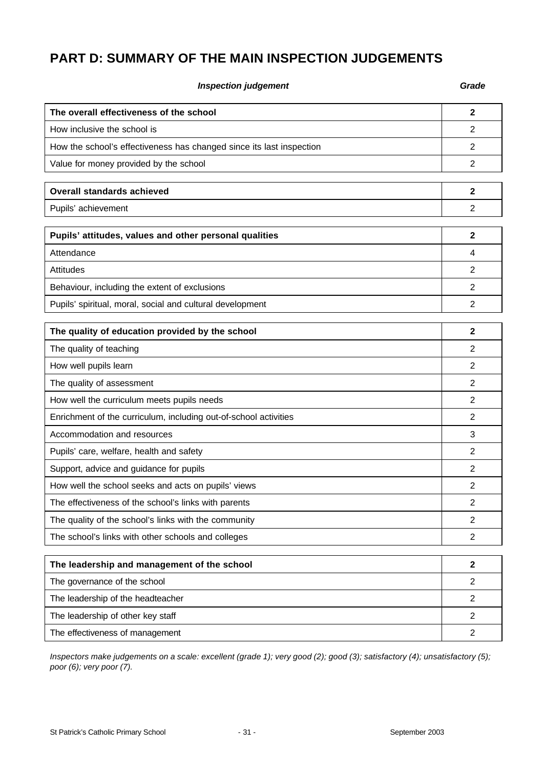# PART D: SUMMARY OF THE MAIN INSPECTION JUDGEMENTS

| ***Inspection judgement*** | ***Grade*** |
|---|---|
| **The overall effectiveness of the school** | **2** |
| How inclusive the school is | 2 |
| How the school's effectiveness has changed since its last inspection | 2 |
| Value for money provided by the school | 2 |
| **Overall standards achieved** | **2** |
| Pupils' achievement | 2 |
| **Pupils' attitudes, values and other personal qualities** | **2** |
| Attendance | 4 |
| Attitudes | 2 |
| Behaviour, including the extent of exclusions | 2 |
| Pupils' spiritual, moral, social and cultural development | 2 |
| **The quality of education provided by the school** | **2** |
| The quality of teaching | 2 |
| How well pupils learn | 2 |
| The quality of assessment | 2 |
| How well the curriculum meets pupils needs | 2 |
| Enrichment of the curriculum, including out-of-school activities | 2 |
| Accommodation and resources | 3 |
| Pupils' care, welfare, health and safety | 2 |
| Support, advice and guidance for pupils | 2 |
| How well the school seeks and acts on pupils' views | 2 |
| The effectiveness of the school's links with parents | 2 |
| The quality of the school's links with the community | 2 |
| The school's links with other schools and colleges | 2 |
| **The leadership and management of the school** | **2** |
| The governance of the school | 2 |
| The leadership of the headteacher | 2 |
| The leadership of other key staff | 2 |
| The effectiveness of management | 2 |

*Inspectors make judgements on a scale: excellent (grade 1); very good (2); good (3); satisfactory (4); unsatisfactory (5); poor (6); very poor (7).*